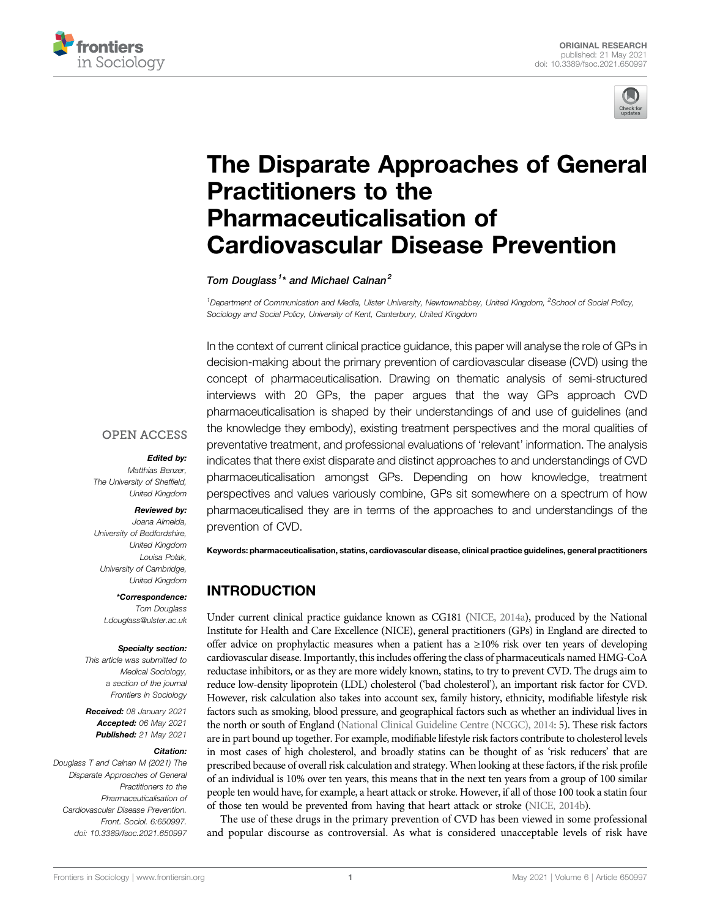ORIGINAL RESEARCH
published: 21 May 2021
doi: 10.3389/fsoc.2021.650997

# The Disparate Approaches of General Practitioners to the Pharmaceuticalisation of Cardiovascular Disease Prevention

**Tom Douglass[1]* and Michael Calnan[2]**

[1]Department of Communication and Media, Ulster University, Newtownabbey, United Kingdom, [2]School of Social Policy, Sociology and Social Policy, University of Kent, Canterbury, United Kingdom

In the context of current clinical practice guidance, this paper will analyse the role of GPs in decision-making about the primary prevention of cardiovascular disease (CVD) using the concept of pharmaceuticalisation. Drawing on thematic analysis of semi-structured interviews with 20 GPs, the paper argues that the way GPs approach CVD pharmaceuticalisation is shaped by their understandings of and use of guidelines (and the knowledge they embody), existing treatment perspectives and the moral qualities of preventative treatment, and professional evaluations of 'relevant' information. The analysis indicates that there exist disparate and distinct approaches to and understandings of CVD pharmaceuticalisation amongst GPs. Depending on how knowledge, treatment perspectives and values variously combine, GPs sit somewhere on a spectrum of how pharmaceuticalised they are in terms of the approaches to and understandings of the prevention of CVD.

**Keywords: pharmaceuticalisation, statins, cardiovascular disease, clinical practice guidelines, general practitioners**

OPEN ACCESS

***Edited by:***
Matthias Benzer,
The University of Sheffield,
United Kingdom

***Reviewed by:***
Joana Almeida,
University of Bedfordshire,
United Kingdom
Louisa Polak,
University of Cambridge,
United Kingdom

***\*Correspondence:***
Tom Douglass
t.douglass@ulster.ac.uk

***Specialty section:***
This article was submitted to
Medical Sociology,
a section of the journal
Frontiers in Sociology

***Received:*** 08 January 2021
***Accepted:*** 06 May 2021
***Published:*** 21 May 2021

***Citation:***
Douglass T and Calnan M (2021) The Disparate Approaches of General Practitioners to the Pharmaceuticalisation of Cardiovascular Disease Prevention.
Front. Sociol. 6:650997.
doi: 10.3389/fsoc.2021.650997

## INTRODUCTION

Under current clinical practice guidance known as CG181 (NICE, 2014a), produced by the National Institute for Health and Care Excellence (NICE), general practitioners (GPs) in England are directed to offer advice on prophylactic measures when a patient has a ≥10% risk over ten years of developing cardiovascular disease. Importantly, this includes offering the class of pharmaceuticals named HMG-CoA reductase inhibitors, or as they are more widely known, statins, to try to prevent CVD. The drugs aim to reduce low-density lipoprotein (LDL) cholesterol ('bad cholesterol'), an important risk factor for CVD. However, risk calculation also takes into account sex, family history, ethnicity, modifiable lifestyle risk factors such as smoking, blood pressure, and geographical factors such as whether an individual lives in the north or south of England (National Clinical Guideline Centre (NCGC), 2014: 5). These risk factors are in part bound up together. For example, modifiable lifestyle risk factors contribute to cholesterol levels in most cases of high cholesterol, and broadly statins can be thought of as 'risk reducers' that are prescribed because of overall risk calculation and strategy. When looking at these factors, if the risk profile of an individual is 10% over ten years, this means that in the next ten years from a group of 100 similar people ten would have, for example, a heart attack or stroke. However, if all of those 100 took a statin four of those ten would be prevented from having that heart attack or stroke (NICE, 2014b).

The use of these drugs in the primary prevention of CVD has been viewed in some professional and popular discourse as controversial. As what is considered unacceptable levels of risk have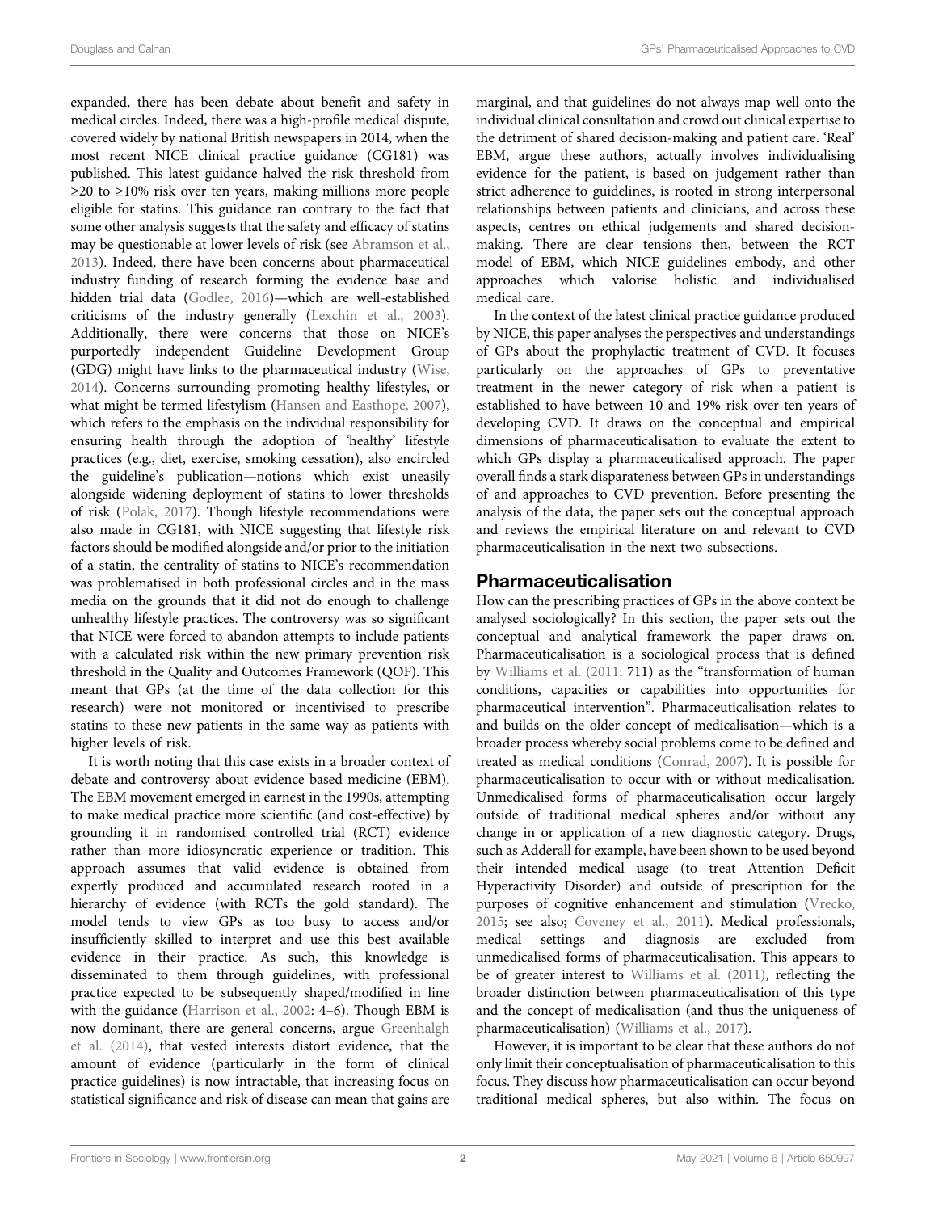expanded, there has been debate about benefit and safety in medical circles. Indeed, there was a high-profile medical dispute, covered widely by national British newspapers in 2014, when the most recent NICE clinical practice guidance (CG181) was published. This latest guidance halved the risk threshold from ≥20 to ≥10% risk over ten years, making millions more people eligible for statins. This guidance ran contrary to the fact that some other analysis suggests that the safety and efficacy of statins may be questionable at lower levels of risk (see Abramson et al., 2013). Indeed, there have been concerns about pharmaceutical industry funding of research forming the evidence base and hidden trial data (Godlee, 2016)—which are well-established criticisms of the industry generally (Lexchin et al., 2003). Additionally, there were concerns that those on NICE's purportedly independent Guideline Development Group (GDG) might have links to the pharmaceutical industry (Wise, 2014). Concerns surrounding promoting healthy lifestyles, or what might be termed lifestylism (Hansen and Easthope, 2007), which refers to the emphasis on the individual responsibility for ensuring health through the adoption of 'healthy' lifestyle practices (e.g., diet, exercise, smoking cessation), also encircled the guideline's publication—notions which exist uneasily alongside widening deployment of statins to lower thresholds of risk (Polak, 2017). Though lifestyle recommendations were also made in CG181, with NICE suggesting that lifestyle risk factors should be modified alongside and/or prior to the initiation of a statin, the centrality of statins to NICE's recommendation was problematised in both professional circles and in the mass media on the grounds that it did not do enough to challenge unhealthy lifestyle practices. The controversy was so significant that NICE were forced to abandon attempts to include patients with a calculated risk within the new primary prevention risk threshold in the Quality and Outcomes Framework (QOF). This meant that GPs (at the time of the data collection for this research) were not monitored or incentivised to prescribe statins to these new patients in the same way as patients with higher levels of risk.

It is worth noting that this case exists in a broader context of debate and controversy about evidence based medicine (EBM). The EBM movement emerged in earnest in the 1990s, attempting to make medical practice more scientific (and cost-effective) by grounding it in randomised controlled trial (RCT) evidence rather than more idiosyncratic experience or tradition. This approach assumes that valid evidence is obtained from expertly produced and accumulated research rooted in a hierarchy of evidence (with RCTs the gold standard). The model tends to view GPs as too busy to access and/or insufficiently skilled to interpret and use this best available evidence in their practice. As such, this knowledge is disseminated to them through guidelines, with professional practice expected to be subsequently shaped/modified in line with the guidance (Harrison et al., 2002: 4–6). Though EBM is now dominant, there are general concerns, argue Greenhalgh et al. (2014), that vested interests distort evidence, that the amount of evidence (particularly in the form of clinical practice guidelines) is now intractable, that increasing focus on statistical significance and risk of disease can mean that gains are marginal, and that guidelines do not always map well onto the individual clinical consultation and crowd out clinical expertise to the detriment of shared decision-making and patient care. 'Real' EBM, argue these authors, actually involves individualising evidence for the patient, is based on judgement rather than strict adherence to guidelines, is rooted in strong interpersonal relationships between patients and clinicians, and across these aspects, centres on ethical judgements and shared decision-making. There are clear tensions then, between the RCT model of EBM, which NICE guidelines embody, and other approaches which valorise holistic and individualised medical care.

In the context of the latest clinical practice guidance produced by NICE, this paper analyses the perspectives and understandings of GPs about the prophylactic treatment of CVD. It focuses particularly on the approaches of GPs to preventative treatment in the newer category of risk when a patient is established to have between 10 and 19% risk over ten years of developing CVD. It draws on the conceptual and empirical dimensions of pharmaceuticalisation to evaluate the extent to which GPs display a pharmaceuticalised approach. The paper overall finds a stark disparateness between GPs in understandings of and approaches to CVD prevention. Before presenting the analysis of the data, the paper sets out the conceptual approach and reviews the empirical literature on and relevant to CVD pharmaceuticalisation in the next two subsections.

## Pharmaceuticalisation

How can the prescribing practices of GPs in the above context be analysed sociologically? In this section, the paper sets out the conceptual and analytical framework the paper draws on. Pharmaceuticalisation is a sociological process that is defined by Williams et al. (2011: 711) as the "transformation of human conditions, capacities or capabilities into opportunities for pharmaceutical intervention". Pharmaceuticalisation relates to and builds on the older concept of medicalisation—which is a broader process whereby social problems come to be defined and treated as medical conditions (Conrad, 2007). It is possible for pharmaceuticalisation to occur with or without medicalisation. Unmedicalised forms of pharmaceuticalisation occur largely outside of traditional medical spheres and/or without any change in or application of a new diagnostic category. Drugs, such as Adderall for example, have been shown to be used beyond their intended medical usage (to treat Attention Deficit Hyperactivity Disorder) and outside of prescription for the purposes of cognitive enhancement and stimulation (Vrecko, 2015; see also; Coveney et al., 2011). Medical professionals, medical settings and diagnosis are excluded from unmedicalised forms of pharmaceuticalisation. This appears to be of greater interest to Williams et al. (2011), reflecting the broader distinction between pharmaceuticalisation of this type and the concept of medicalisation (and thus the uniqueness of pharmaceuticalisation) (Williams et al., 2017).

However, it is important to be clear that these authors do not only limit their conceptualisation of pharmaceuticalisation to this focus. They discuss how pharmaceuticalisation can occur beyond traditional medical spheres, but also within. The focus on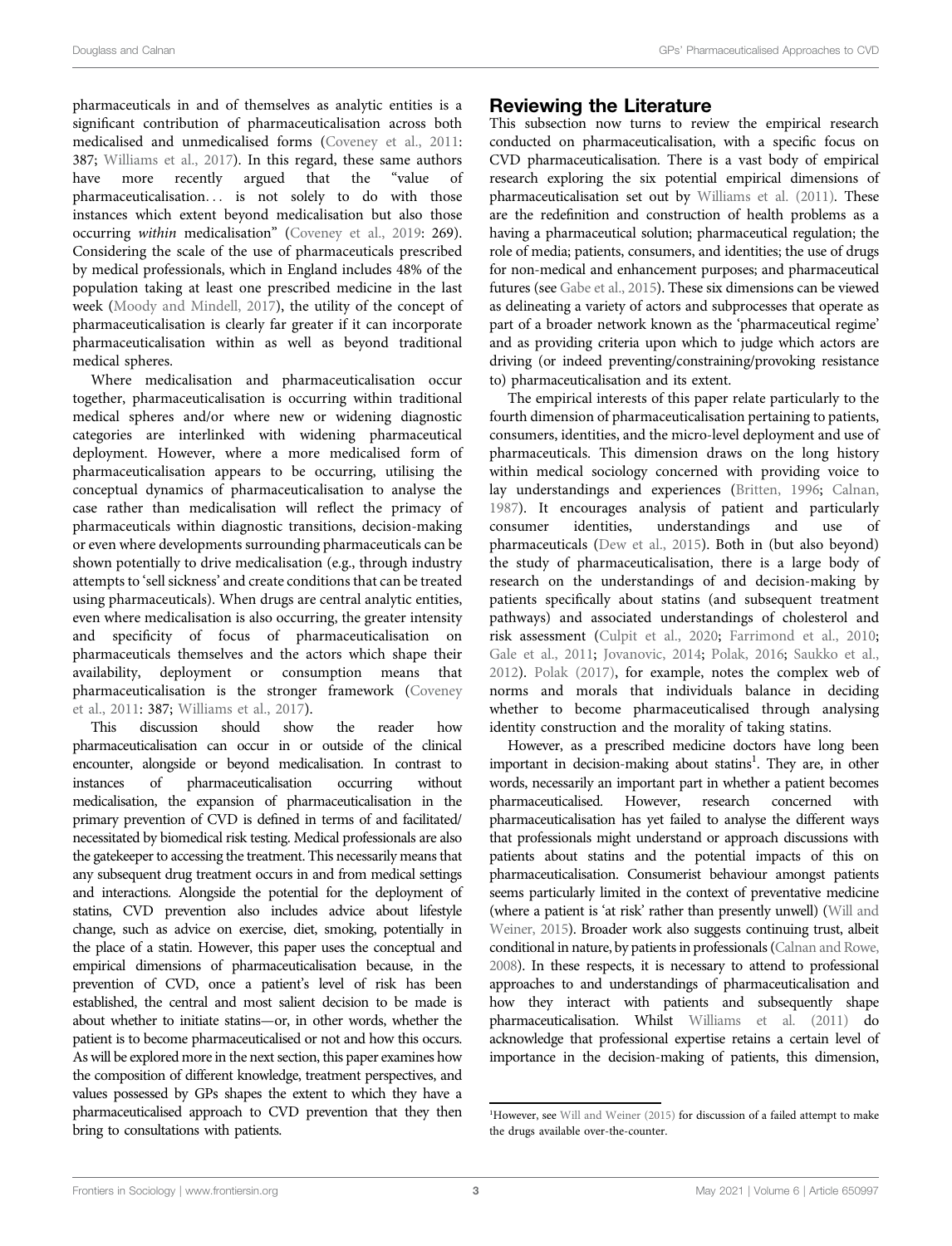pharmaceuticals in and of themselves as analytic entities is a significant contribution of pharmaceuticalisation across both medicalised and unmedicalised forms (Coveney et al., 2011: 387; Williams et al., 2017). In this regard, these same authors have more recently argued that the "value of pharmaceuticalisation… is not solely to do with those instances which extent beyond medicalisation but also those occurring *within* medicalisation" (Coveney et al., 2019: 269). Considering the scale of the use of pharmaceuticals prescribed by medical professionals, which in England includes 48% of the population taking at least one prescribed medicine in the last week (Moody and Mindell, 2017), the utility of the concept of pharmaceuticalisation is clearly far greater if it can incorporate pharmaceuticalisation within as well as beyond traditional medical spheres.

Where medicalisation and pharmaceuticalisation occur together, pharmaceuticalisation is occurring within traditional medical spheres and/or where new or widening diagnostic categories are interlinked with widening pharmaceutical deployment. However, where a more medicalised form of pharmaceuticalisation appears to be occurring, utilising the conceptual dynamics of pharmaceuticalisation to analyse the case rather than medicalisation will reflect the primacy of pharmaceuticals within diagnostic transitions, decision-making or even where developments surrounding pharmaceuticals can be shown potentially to drive medicalisation (e.g., through industry attempts to 'sell sickness' and create conditions that can be treated using pharmaceuticals). When drugs are central analytic entities, even where medicalisation is also occurring, the greater intensity and specificity of focus of pharmaceuticalisation on pharmaceuticals themselves and the actors which shape their availability, deployment or consumption means that pharmaceuticalisation is the stronger framework (Coveney et al., 2011: 387; Williams et al., 2017).

This discussion should show the reader how pharmaceuticalisation can occur in or outside of the clinical encounter, alongside or beyond medicalisation. In contrast to instances of pharmaceuticalisation occurring without medicalisation, the expansion of pharmaceuticalisation in the primary prevention of CVD is defined in terms of and facilitated/necessitated by biomedical risk testing. Medical professionals are also the gatekeeper to accessing the treatment. This necessarily means that any subsequent drug treatment occurs in and from medical settings and interactions. Alongside the potential for the deployment of statins, CVD prevention also includes advice about lifestyle change, such as advice on exercise, diet, smoking, potentially in the place of a statin. However, this paper uses the conceptual and empirical dimensions of pharmaceuticalisation because, in the prevention of CVD, once a patient's level of risk has been established, the central and most salient decision to be made is about whether to initiate statins—or, in other words, whether the patient is to become pharmaceuticalised or not and how this occurs. As will be explored more in the next section, this paper examines how the composition of different knowledge, treatment perspectives, and values possessed by GPs shapes the extent to which they have a pharmaceuticalised approach to CVD prevention that they then bring to consultations with patients.

## Reviewing the Literature

This subsection now turns to review the empirical research conducted on pharmaceuticalisation, with a specific focus on CVD pharmaceuticalisation. There is a vast body of empirical research exploring the six potential empirical dimensions of pharmaceuticalisation set out by Williams et al. (2011). These are the redefinition and construction of health problems as a having a pharmaceutical solution; pharmaceutical regulation; the role of media; patients, consumers, and identities; the use of drugs for non-medical and enhancement purposes; and pharmaceutical futures (see Gabe et al., 2015). These six dimensions can be viewed as delineating a variety of actors and subprocesses that operate as part of a broader network known as the 'pharmaceutical regime' and as providing criteria upon which to judge which actors are driving (or indeed preventing/constraining/provoking resistance to) pharmaceuticalisation and its extent.

The empirical interests of this paper relate particularly to the fourth dimension of pharmaceuticalisation pertaining to patients, consumers, identities, and the micro-level deployment and use of pharmaceuticals. This dimension draws on the long history within medical sociology concerned with providing voice to lay understandings and experiences (Britten, 1996; Calnan, 1987). It encourages analysis of patient and particularly consumer identities, understandings and use of pharmaceuticals (Dew et al., 2015). Both in (but also beyond) the study of pharmaceuticalisation, there is a large body of research on the understandings of and decision-making by patients specifically about statins (and subsequent treatment pathways) and associated understandings of cholesterol and risk assessment (Culpit et al., 2020; Farrimond et al., 2010; Gale et al., 2011; Jovanovic, 2014; Polak, 2016; Saukko et al., 2012). Polak (2017), for example, notes the complex web of norms and morals that individuals balance in deciding whether to become pharmaceuticalised through analysing identity construction and the morality of taking statins.

However, as a prescribed medicine doctors have long been important in decision-making about statins[1]. They are, in other words, necessarily an important part in whether a patient becomes pharmaceuticalised. However, research concerned with pharmaceuticalisation has yet failed to analyse the different ways that professionals might understand or approach discussions with patients about statins and the potential impacts of this on pharmaceuticalisation. Consumerist behaviour amongst patients seems particularly limited in the context of preventative medicine (where a patient is 'at risk' rather than presently unwell) (Will and Weiner, 2015). Broader work also suggests continuing trust, albeit conditional in nature, by patients in professionals (Calnan and Rowe, 2008). In these respects, it is necessary to attend to professional approaches to and understandings of pharmaceuticalisation and how they interact with patients and subsequently shape pharmaceuticalisation. Whilst Williams et al. (2011) do acknowledge that professional expertise retains a certain level of importance in the decision-making of patients, this dimension,

[1]However, see Will and Weiner (2015) for discussion of a failed attempt to make the drugs available over-the-counter.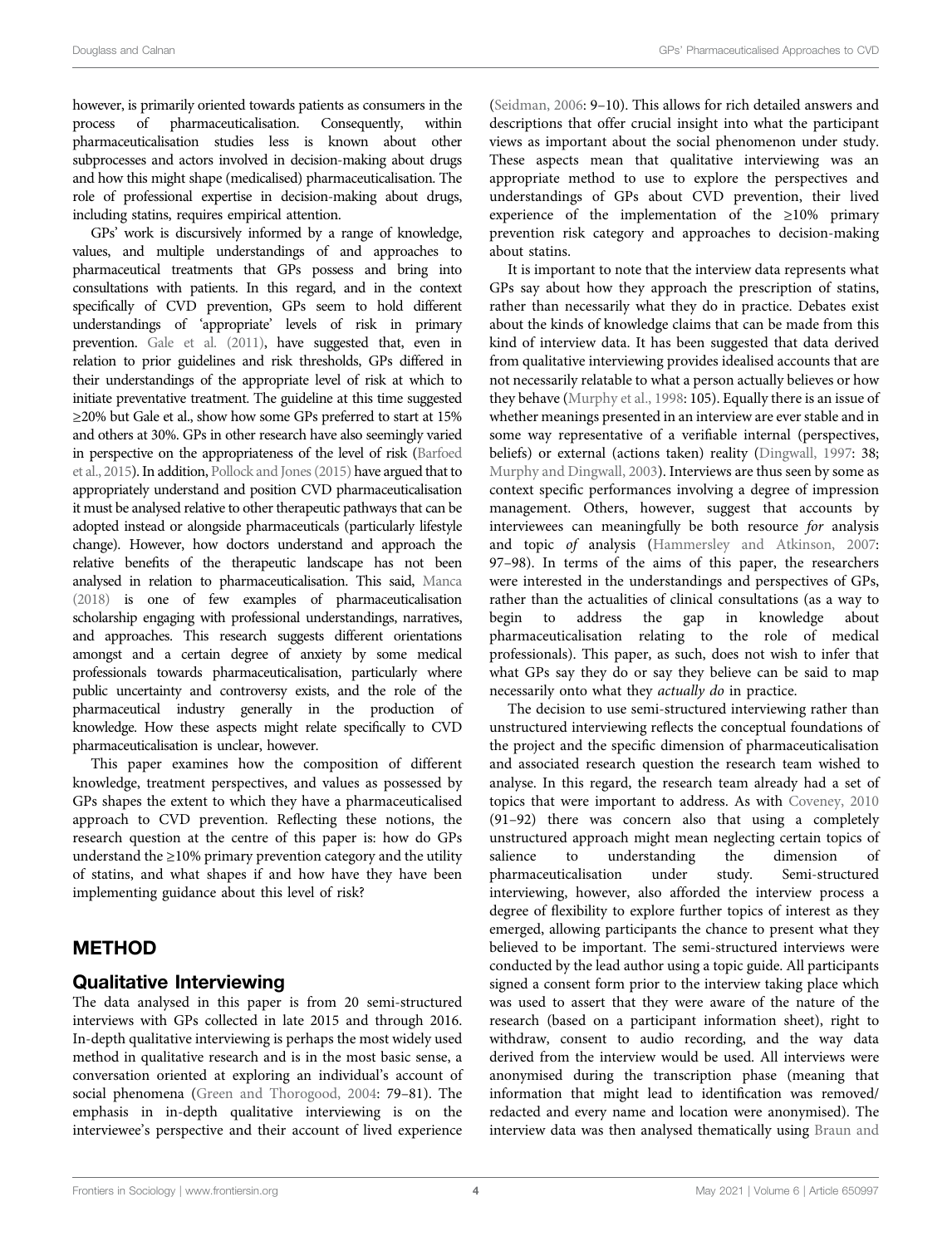however, is primarily oriented towards patients as consumers in the process of pharmaceuticalisation. Consequently, within pharmaceuticalisation studies less is known about other subprocesses and actors involved in decision-making about drugs and how this might shape (medicalised) pharmaceuticalisation. The role of professional expertise in decision-making about drugs, including statins, requires empirical attention.

GPs' work is discursively informed by a range of knowledge, values, and multiple understandings of and approaches to pharmaceutical treatments that GPs possess and bring into consultations with patients. In this regard, and in the context specifically of CVD prevention, GPs seem to hold different understandings of 'appropriate' levels of risk in primary prevention. Gale et al. (2011), have suggested that, even in relation to prior guidelines and risk thresholds, GPs differed in their understandings of the appropriate level of risk at which to initiate preventative treatment. The guideline at this time suggested ≥20% but Gale et al., show how some GPs preferred to start at 15% and others at 30%. GPs in other research have also seemingly varied in perspective on the appropriateness of the level of risk (Barfoed et al., 2015). In addition, Pollock and Jones (2015) have argued that to appropriately understand and position CVD pharmaceuticalisation it must be analysed relative to other therapeutic pathways that can be adopted instead or alongside pharmaceuticals (particularly lifestyle change). However, how doctors understand and approach the relative benefits of the therapeutic landscape has not been analysed in relation to pharmaceuticalisation. This said, Manca (2018) is one of few examples of pharmaceuticalisation scholarship engaging with professional understandings, narratives, and approaches. This research suggests different orientations amongst and a certain degree of anxiety by some medical professionals towards pharmaceuticalisation, particularly where public uncertainty and controversy exists, and the role of the pharmaceutical industry generally in the production of knowledge. How these aspects might relate specifically to CVD pharmaceuticalisation is unclear, however.

This paper examines how the composition of different knowledge, treatment perspectives, and values as possessed by GPs shapes the extent to which they have a pharmaceuticalised approach to CVD prevention. Reflecting these notions, the research question at the centre of this paper is: how do GPs understand the ≥10% primary prevention category and the utility of statins, and what shapes if and how have they have been implementing guidance about this level of risk?

## METHOD

### Qualitative Interviewing

The data analysed in this paper is from 20 semi-structured interviews with GPs collected in late 2015 and through 2016. In-depth qualitative interviewing is perhaps the most widely used method in qualitative research and is in the most basic sense, a conversation oriented at exploring an individual's account of social phenomena (Green and Thorogood, 2004: 79–81). The emphasis in in-depth qualitative interviewing is on the interviewee's perspective and their account of lived experience (Seidman, 2006: 9–10). This allows for rich detailed answers and descriptions that offer crucial insight into what the participant views as important about the social phenomenon under study. These aspects mean that qualitative interviewing was an appropriate method to use to explore the perspectives and understandings of GPs about CVD prevention, their lived experience of the implementation of the ≥10% primary prevention risk category and approaches to decision-making about statins.

It is important to note that the interview data represents what GPs say about how they approach the prescription of statins, rather than necessarily what they do in practice. Debates exist about the kinds of knowledge claims that can be made from this kind of interview data. It has been suggested that data derived from qualitative interviewing provides idealised accounts that are not necessarily relatable to what a person actually believes or how they behave (Murphy et al., 1998: 105). Equally there is an issue of whether meanings presented in an interview are ever stable and in some way representative of a verifiable internal (perspectives, beliefs) or external (actions taken) reality (Dingwall, 1997: 38; Murphy and Dingwall, 2003). Interviews are thus seen by some as context specific performances involving a degree of impression management. Others, however, suggest that accounts by interviewees can meaningfully be both resource *for* analysis and topic *of* analysis (Hammersley and Atkinson, 2007: 97–98). In terms of the aims of this paper, the researchers were interested in the understandings and perspectives of GPs, rather than the actualities of clinical consultations (as a way to begin to address the gap in knowledge about pharmaceuticalisation relating to the role of medical professionals). This paper, as such, does not wish to infer that what GPs say they do or say they believe can be said to map necessarily onto what they *actually do* in practice.

The decision to use semi-structured interviewing rather than unstructured interviewing reflects the conceptual foundations of the project and the specific dimension of pharmaceuticalisation and associated research question the research team wished to analyse. In this regard, the research team already had a set of topics that were important to address. As with Coveney, 2010 (91–92) there was concern also that using a completely unstructured approach might mean neglecting certain topics of salience to understanding the dimension of pharmaceuticalisation under study. Semi-structured interviewing, however, also afforded the interview process a degree of flexibility to explore further topics of interest as they emerged, allowing participants the chance to present what they believed to be important. The semi-structured interviews were conducted by the lead author using a topic guide. All participants signed a consent form prior to the interview taking place which was used to assert that they were aware of the nature of the research (based on a participant information sheet), right to withdraw, consent to audio recording, and the way data derived from the interview would be used. All interviews were anonymised during the transcription phase (meaning that information that might lead to identification was removed/redacted and every name and location were anonymised). The interview data was then analysed thematically using Braun and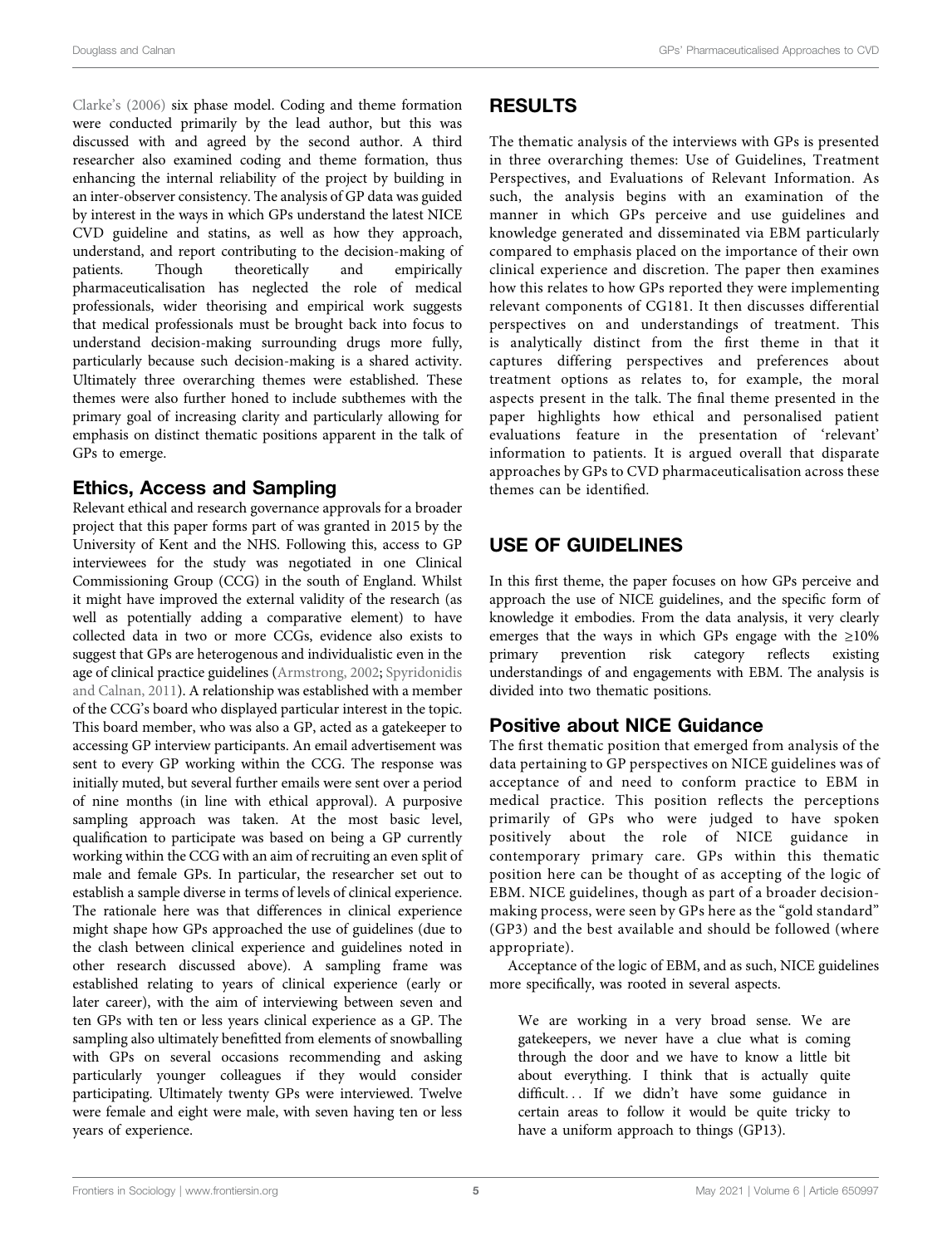Clarke's (2006) six phase model. Coding and theme formation were conducted primarily by the lead author, but this was discussed with and agreed by the second author. A third researcher also examined coding and theme formation, thus enhancing the internal reliability of the project by building in an inter-observer consistency. The analysis of GP data was guided by interest in the ways in which GPs understand the latest NICE CVD guideline and statins, as well as how they approach, understand, and report contributing to the decision-making of patients. Though theoretically and empirically pharmaceuticalisation has neglected the role of medical professionals, wider theorising and empirical work suggests that medical professionals must be brought back into focus to understand decision-making surrounding drugs more fully, particularly because such decision-making is a shared activity. Ultimately three overarching themes were established. These themes were also further honed to include subthemes with the primary goal of increasing clarity and particularly allowing for emphasis on distinct thematic positions apparent in the talk of GPs to emerge.

## Ethics, Access and Sampling

Relevant ethical and research governance approvals for a broader project that this paper forms part of was granted in 2015 by the University of Kent and the NHS. Following this, access to GP interviewees for the study was negotiated in one Clinical Commissioning Group (CCG) in the south of England. Whilst it might have improved the external validity of the research (as well as potentially adding a comparative element) to have collected data in two or more CCGs, evidence also exists to suggest that GPs are heterogenous and individualistic even in the age of clinical practice guidelines (Armstrong, 2002; Spyridonidis and Calnan, 2011). A relationship was established with a member of the CCG's board who displayed particular interest in the topic. This board member, who was also a GP, acted as a gatekeeper to accessing GP interview participants. An email advertisement was sent to every GP working within the CCG. The response was initially muted, but several further emails were sent over a period of nine months (in line with ethical approval). A purposive sampling approach was taken. At the most basic level, qualification to participate was based on being a GP currently working within the CCG with an aim of recruiting an even split of male and female GPs. In particular, the researcher set out to establish a sample diverse in terms of levels of clinical experience. The rationale here was that differences in clinical experience might shape how GPs approached the use of guidelines (due to the clash between clinical experience and guidelines noted in other research discussed above). A sampling frame was established relating to years of clinical experience (early or later career), with the aim of interviewing between seven and ten GPs with ten or less years clinical experience as a GP. The sampling also ultimately benefitted from elements of snowballing with GPs on several occasions recommending and asking particularly younger colleagues if they would consider participating. Ultimately twenty GPs were interviewed. Twelve were female and eight were male, with seven having ten or less years of experience.

# RESULTS

The thematic analysis of the interviews with GPs is presented in three overarching themes: Use of Guidelines, Treatment Perspectives, and Evaluations of Relevant Information. As such, the analysis begins with an examination of the manner in which GPs perceive and use guidelines and knowledge generated and disseminated via EBM particularly compared to emphasis placed on the importance of their own clinical experience and discretion. The paper then examines how this relates to how GPs reported they were implementing relevant components of CG181. It then discusses differential perspectives on and understandings of treatment. This is analytically distinct from the first theme in that it captures differing perspectives and preferences about treatment options as relates to, for example, the moral aspects present in the talk. The final theme presented in the paper highlights how ethical and personalised patient evaluations feature in the presentation of 'relevant' information to patients. It is argued overall that disparate approaches by GPs to CVD pharmaceuticalisation across these themes can be identified.

# USE OF GUIDELINES

In this first theme, the paper focuses on how GPs perceive and approach the use of NICE guidelines, and the specific form of knowledge it embodies. From the data analysis, it very clearly emerges that the ways in which GPs engage with the ≥10% primary prevention risk category reflects existing understandings of and engagements with EBM. The analysis is divided into two thematic positions.

## Positive about NICE Guidance

The first thematic position that emerged from analysis of the data pertaining to GP perspectives on NICE guidelines was of acceptance of and need to conform practice to EBM in medical practice. This position reflects the perceptions primarily of GPs who were judged to have spoken positively about the role of NICE guidance in contemporary primary care. GPs within this thematic position here can be thought of as accepting of the logic of EBM. NICE guidelines, though as part of a broader decision-making process, were seen by GPs here as the "gold standard" (GP3) and the best available and should be followed (where appropriate).

Acceptance of the logic of EBM, and as such, NICE guidelines more specifically, was rooted in several aspects.

> We are working in a very broad sense. We are gatekeepers, we never have a clue what is coming through the door and we have to know a little bit about everything. I think that is actually quite difficult… If we didn't have some guidance in certain areas to follow it would be quite tricky to have a uniform approach to things (GP13).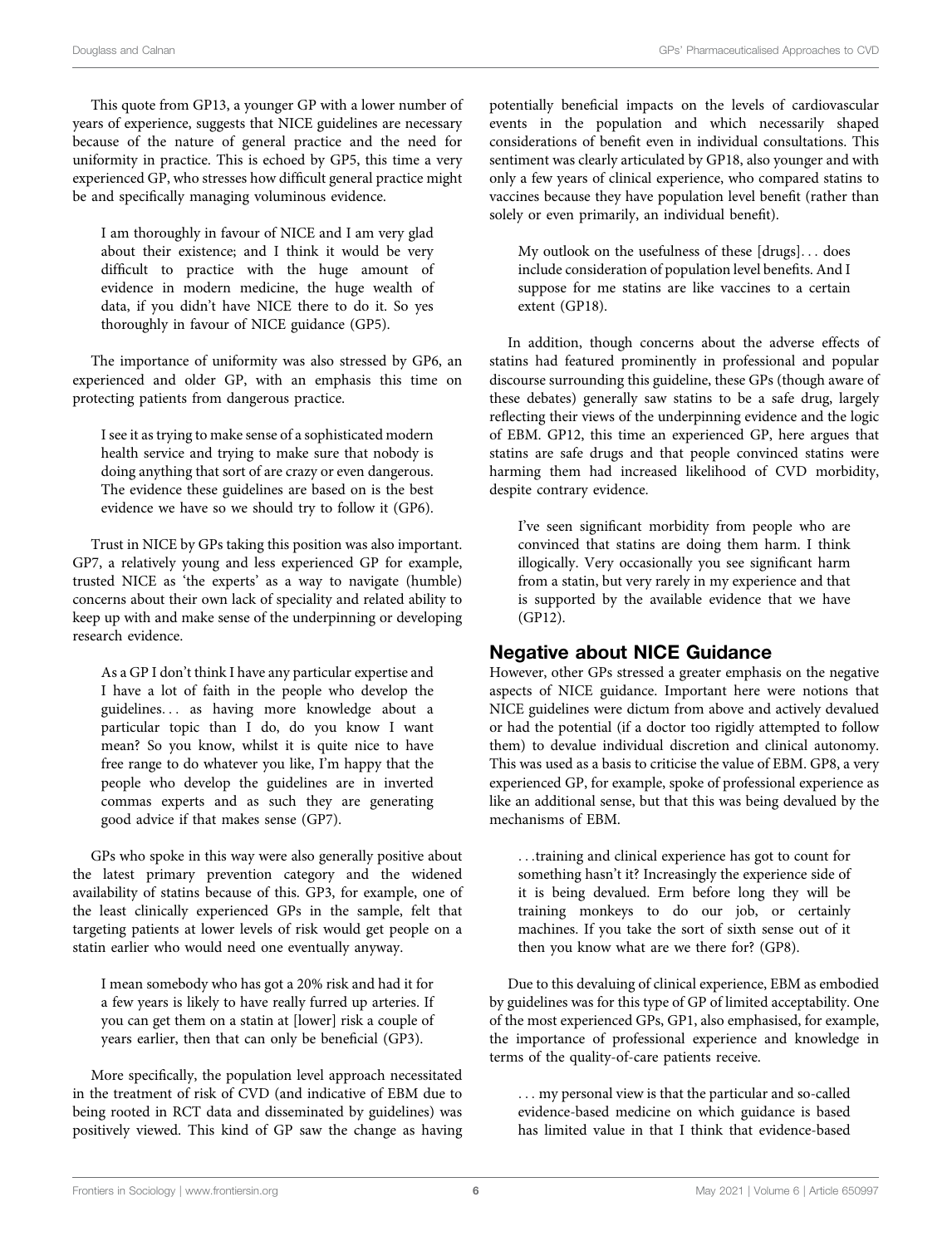This quote from GP13, a younger GP with a lower number of years of experience, suggests that NICE guidelines are necessary because of the nature of general practice and the need for uniformity in practice. This is echoed by GP5, this time a very experienced GP, who stresses how difficult general practice might be and specifically managing voluminous evidence.

> I am thoroughly in favour of NICE and I am very glad about their existence; and I think it would be very difficult to practice with the huge amount of evidence in modern medicine, the huge wealth of data, if you didn't have NICE there to do it. So yes thoroughly in favour of NICE guidance (GP5).

The importance of uniformity was also stressed by GP6, an experienced and older GP, with an emphasis this time on protecting patients from dangerous practice.

> I see it as trying to make sense of a sophisticated modern health service and trying to make sure that nobody is doing anything that sort of are crazy or even dangerous. The evidence these guidelines are based on is the best evidence we have so we should try to follow it (GP6).

Trust in NICE by GPs taking this position was also important. GP7, a relatively young and less experienced GP for example, trusted NICE as 'the experts' as a way to navigate (humble) concerns about their own lack of speciality and related ability to keep up with and make sense of the underpinning or developing research evidence.

> As a GP I don't think I have any particular expertise and I have a lot of faith in the people who develop the guidelines… as having more knowledge about a particular topic than I do, do you know I want mean? So you know, whilst it is quite nice to have free range to do whatever you like, I'm happy that the people who develop the guidelines are in inverted commas experts and as such they are generating good advice if that makes sense (GP7).

GPs who spoke in this way were also generally positive about the latest primary prevention category and the widened availability of statins because of this. GP3, for example, one of the least clinically experienced GPs in the sample, felt that targeting patients at lower levels of risk would get people on a statin earlier who would need one eventually anyway.

> I mean somebody who has got a 20% risk and had it for a few years is likely to have really furred up arteries. If you can get them on a statin at [lower] risk a couple of years earlier, then that can only be beneficial (GP3).

More specifically, the population level approach necessitated in the treatment of risk of CVD (and indicative of EBM due to being rooted in RCT data and disseminated by guidelines) was positively viewed. This kind of GP saw the change as having potentially beneficial impacts on the levels of cardiovascular events in the population and which necessarily shaped considerations of benefit even in individual consultations. This sentiment was clearly articulated by GP18, also younger and with only a few years of clinical experience, who compared statins to vaccines because they have population level benefit (rather than solely or even primarily, an individual benefit).

> My outlook on the usefulness of these [drugs]… does include consideration of population level benefits. And I suppose for me statins are like vaccines to a certain extent (GP18).

In addition, though concerns about the adverse effects of statins had featured prominently in professional and popular discourse surrounding this guideline, these GPs (though aware of these debates) generally saw statins to be a safe drug, largely reflecting their views of the underpinning evidence and the logic of EBM. GP12, this time an experienced GP, here argues that statins are safe drugs and that people convinced statins were harming them had increased likelihood of CVD morbidity, despite contrary evidence.

> I've seen significant morbidity from people who are convinced that statins are doing them harm. I think illogically. Very occasionally you see significant harm from a statin, but very rarely in my experience and that is supported by the available evidence that we have (GP12).

## Negative about NICE Guidance

However, other GPs stressed a greater emphasis on the negative aspects of NICE guidance. Important here were notions that NICE guidelines were dictum from above and actively devalued or had the potential (if a doctor too rigidly attempted to follow them) to devalue individual discretion and clinical autonomy. This was used as a basis to criticise the value of EBM. GP8, a very experienced GP, for example, spoke of professional experience as like an additional sense, but that this was being devalued by the mechanisms of EBM.

> …training and clinical experience has got to count for something hasn't it? Increasingly the experience side of it is being devalued. Erm before long they will be training monkeys to do our job, or certainly machines. If you take the sort of sixth sense out of it then you know what are we there for? (GP8).

Due to this devaluing of clinical experience, EBM as embodied by guidelines was for this type of GP of limited acceptability. One of the most experienced GPs, GP1, also emphasised, for example, the importance of professional experience and knowledge in terms of the quality-of-care patients receive.

> … my personal view is that the particular and so-called evidence-based medicine on which guidance is based has limited value in that I think that evidence-based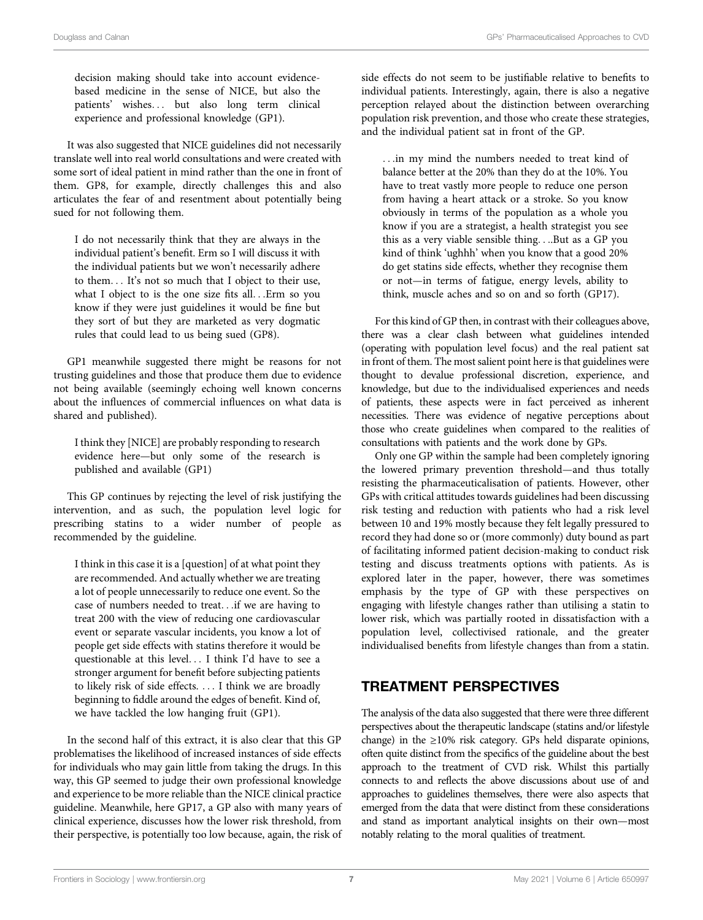decision making should take into account evidence-based medicine in the sense of NICE, but also the patients' wishes… but also long term clinical experience and professional knowledge (GP1).

It was also suggested that NICE guidelines did not necessarily translate well into real world consultations and were created with some sort of ideal patient in mind rather than the one in front of them. GP8, for example, directly challenges this and also articulates the fear of and resentment about potentially being sued for not following them.

> I do not necessarily think that they are always in the individual patient's benefit. Erm so I will discuss it with the individual patients but we won't necessarily adhere to them… It's not so much that I object to their use, what I object to is the one size fits all…Erm so you know if they were just guidelines it would be fine but they sort of but they are marketed as very dogmatic rules that could lead to us being sued (GP8).

GP1 meanwhile suggested there might be reasons for not trusting guidelines and those that produce them due to evidence not being available (seemingly echoing well known concerns about the influences of commercial influences on what data is shared and published).

> I think they [NICE] are probably responding to research evidence here—but only some of the research is published and available (GP1)

This GP continues by rejecting the level of risk justifying the intervention, and as such, the population level logic for prescribing statins to a wider number of people as recommended by the guideline.

> I think in this case it is a [question] of at what point they are recommended. And actually whether we are treating a lot of people unnecessarily to reduce one event. So the case of numbers needed to treat…if we are having to treat 200 with the view of reducing one cardiovascular event or separate vascular incidents, you know a lot of people get side effects with statins therefore it would be questionable at this level… I think I'd have to see a stronger argument for benefit before subjecting patients to likely risk of side effects. … I think we are broadly beginning to fiddle around the edges of benefit. Kind of, we have tackled the low hanging fruit (GP1).

In the second half of this extract, it is also clear that this GP problematises the likelihood of increased instances of side effects for individuals who may gain little from taking the drugs. In this way, this GP seemed to judge their own professional knowledge and experience to be more reliable than the NICE clinical practice guideline. Meanwhile, here GP17, a GP also with many years of clinical experience, discusses how the lower risk threshold, from their perspective, is potentially too low because, again, the risk of side effects do not seem to be justifiable relative to benefits to individual patients. Interestingly, again, there is also a negative perception relayed about the distinction between overarching population risk prevention, and those who create these strategies, and the individual patient sat in front of the GP.

> …in my mind the numbers needed to treat kind of balance better at the 20% than they do at the 10%. You have to treat vastly more people to reduce one person from having a heart attack or a stroke. So you know obviously in terms of the population as a whole you know if you are a strategist, a health strategist you see this as a very viable sensible thing….But as a GP you kind of think 'ughhh' when you know that a good 20% do get statins side effects, whether they recognise them or not—in terms of fatigue, energy levels, ability to think, muscle aches and so on and so forth (GP17).

For this kind of GP then, in contrast with their colleagues above, there was a clear clash between what guidelines intended (operating with population level focus) and the real patient sat in front of them. The most salient point here is that guidelines were thought to devalue professional discretion, experience, and knowledge, but due to the individualised experiences and needs of patients, these aspects were in fact perceived as inherent necessities. There was evidence of negative perceptions about those who create guidelines when compared to the realities of consultations with patients and the work done by GPs.

Only one GP within the sample had been completely ignoring the lowered primary prevention threshold—and thus totally resisting the pharmaceuticalisation of patients. However, other GPs with critical attitudes towards guidelines had been discussing risk testing and reduction with patients who had a risk level between 10 and 19% mostly because they felt legally pressured to record they had done so or (more commonly) duty bound as part of facilitating informed patient decision-making to conduct risk testing and discuss treatments options with patients. As is explored later in the paper, however, there was sometimes emphasis by the type of GP with these perspectives on engaging with lifestyle changes rather than utilising a statin to lower risk, which was partially rooted in dissatisfaction with a population level, collectivised rationale, and the greater individualised benefits from lifestyle changes than from a statin.

## TREATMENT PERSPECTIVES

The analysis of the data also suggested that there were three different perspectives about the therapeutic landscape (statins and/or lifestyle change) in the ≥10% risk category. GPs held disparate opinions, often quite distinct from the specifics of the guideline about the best approach to the treatment of CVD risk. Whilst this partially connects to and reflects the above discussions about use of and approaches to guidelines themselves, there were also aspects that emerged from the data that were distinct from these considerations and stand as important analytical insights on their own—most notably relating to the moral qualities of treatment.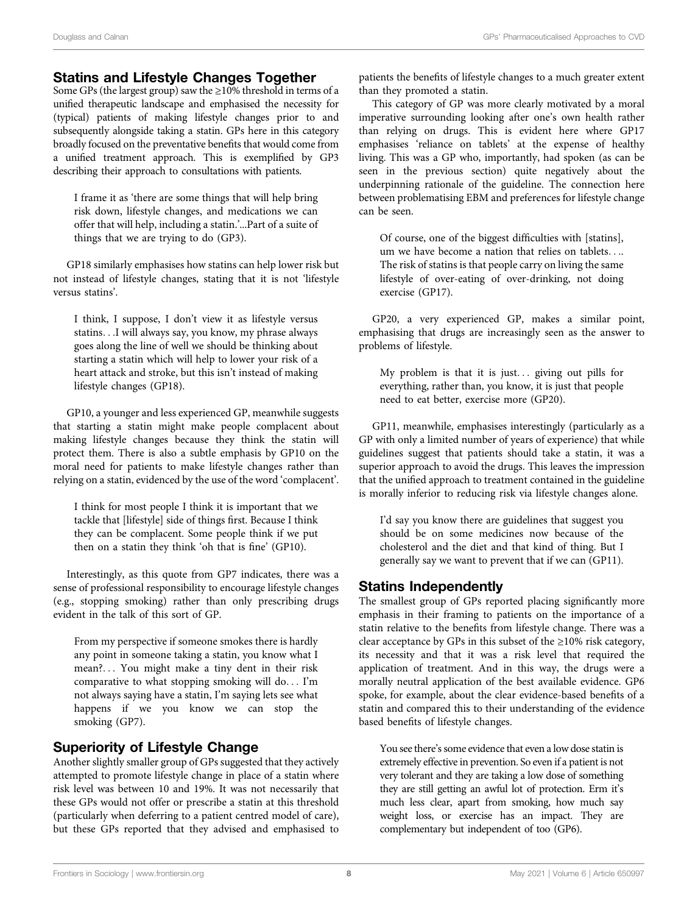## Statins and Lifestyle Changes Together

Some GPs (the largest group) saw the ≥10% threshold in terms of a unified therapeutic landscape and emphasised the necessity for (typical) patients of making lifestyle changes prior to and subsequently alongside taking a statin. GPs here in this category broadly focused on the preventative benefits that would come from a unified treatment approach. This is exemplified by GP3 describing their approach to consultations with patients.

> I frame it as 'there are some things that will help bring risk down, lifestyle changes, and medications we can offer that will help, including a statin.'...Part of a suite of things that we are trying to do (GP3).

GP18 similarly emphasises how statins can help lower risk but not instead of lifestyle changes, stating that it is not 'lifestyle versus statins'.

> I think, I suppose, I don't view it as lifestyle versus statins. . .I will always say, you know, my phrase always goes along the line of well we should be thinking about starting a statin which will help to lower your risk of a heart attack and stroke, but this isn't instead of making lifestyle changes (GP18).

GP10, a younger and less experienced GP, meanwhile suggests that starting a statin might make people complacent about making lifestyle changes because they think the statin will protect them. There is also a subtle emphasis by GP10 on the moral need for patients to make lifestyle changes rather than relying on a statin, evidenced by the use of the word 'complacent'.

> I think for most people I think it is important that we tackle that [lifestyle] side of things first. Because I think they can be complacent. Some people think if we put then on a statin they think 'oh that is fine' (GP10).

Interestingly, as this quote from GP7 indicates, there was a sense of professional responsibility to encourage lifestyle changes (e.g., stopping smoking) rather than only prescribing drugs evident in the talk of this sort of GP.

> From my perspective if someone smokes there is hardly any point in someone taking a statin, you know what I mean?. . . You might make a tiny dent in their risk comparative to what stopping smoking will do. . . I'm not always saying have a statin, I'm saying lets see what happens if we you know we can stop the smoking (GP7).

## Superiority of Lifestyle Change

Another slightly smaller group of GPs suggested that they actively attempted to promote lifestyle change in place of a statin where risk level was between 10 and 19%. It was not necessarily that these GPs would not offer or prescribe a statin at this threshold (particularly when deferring to a patient centred model of care), but these GPs reported that they advised and emphasised to patients the benefits of lifestyle changes to a much greater extent than they promoted a statin.

This category of GP was more clearly motivated by a moral imperative surrounding looking after one's own health rather than relying on drugs. This is evident here where GP17 emphasises 'reliance on tablets' at the expense of healthy living. This was a GP who, importantly, had spoken (as can be seen in the previous section) quite negatively about the underpinning rationale of the guideline. The connection here between problematising EBM and preferences for lifestyle change can be seen.

> Of course, one of the biggest difficulties with [statins], um we have become a nation that relies on tablets. . .. The risk of statins is that people carry on living the same lifestyle of over-eating of over-drinking, not doing exercise (GP17).

GP20, a very experienced GP, makes a similar point, emphasising that drugs are increasingly seen as the answer to problems of lifestyle.

> My problem is that it is just. . . giving out pills for everything, rather than, you know, it is just that people need to eat better, exercise more (GP20).

GP11, meanwhile, emphasises interestingly (particularly as a GP with only a limited number of years of experience) that while guidelines suggest that patients should take a statin, it was a superior approach to avoid the drugs. This leaves the impression that the unified approach to treatment contained in the guideline is morally inferior to reducing risk via lifestyle changes alone.

> I'd say you know there are guidelines that suggest you should be on some medicines now because of the cholesterol and the diet and that kind of thing. But I generally say we want to prevent that if we can (GP11).

## Statins Independently

The smallest group of GPs reported placing significantly more emphasis in their framing to patients on the importance of a statin relative to the benefits from lifestyle change. There was a clear acceptance by GPs in this subset of the ≥10% risk category, its necessity and that it was a risk level that required the application of treatment. And in this way, the drugs were a morally neutral application of the best available evidence. GP6 spoke, for example, about the clear evidence-based benefits of a statin and compared this to their understanding of the evidence based benefits of lifestyle changes.

> You see there's some evidence that even a low dose statin is extremely effective in prevention. So even if a patient is not very tolerant and they are taking a low dose of something they are still getting an awful lot of protection. Erm it's much less clear, apart from smoking, how much say weight loss, or exercise has an impact. They are complementary but independent of too (GP6).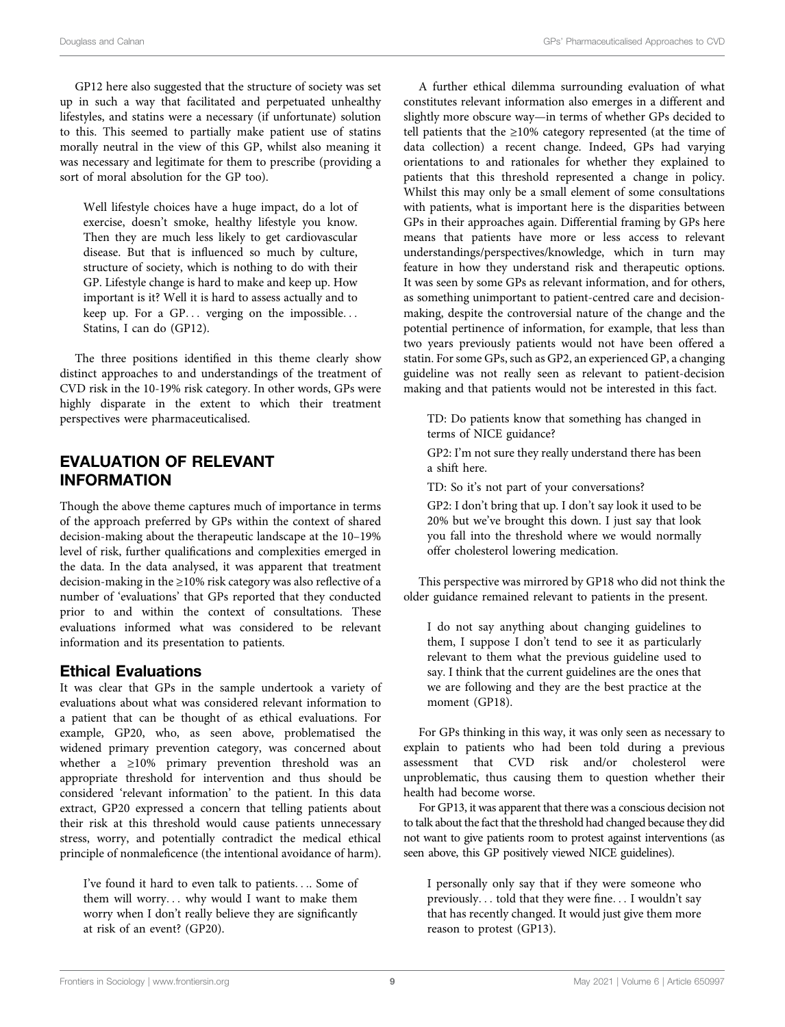GP12 here also suggested that the structure of society was set up in such a way that facilitated and perpetuated unhealthy lifestyles, and statins were a necessary (if unfortunate) solution to this. This seemed to partially make patient use of statins morally neutral in the view of this GP, whilst also meaning it was necessary and legitimate for them to prescribe (providing a sort of moral absolution for the GP too).

> Well lifestyle choices have a huge impact, do a lot of exercise, doesn't smoke, healthy lifestyle you know. Then they are much less likely to get cardiovascular disease. But that is influenced so much by culture, structure of society, which is nothing to do with their GP. Lifestyle change is hard to make and keep up. How important is it? Well it is hard to assess actually and to keep up. For a GP… verging on the impossible… Statins, I can do (GP12).

The three positions identified in this theme clearly show distinct approaches to and understandings of the treatment of CVD risk in the 10-19% risk category. In other words, GPs were highly disparate in the extent to which their treatment perspectives were pharmaceuticalised.

## EVALUATION OF RELEVANT INFORMATION

Though the above theme captures much of importance in terms of the approach preferred by GPs within the context of shared decision-making about the therapeutic landscape at the 10–19% level of risk, further qualifications and complexities emerged in the data. In the data analysed, it was apparent that treatment decision-making in the ≥10% risk category was also reflective of a number of 'evaluations' that GPs reported that they conducted prior to and within the context of consultations. These evaluations informed what was considered to be relevant information and its presentation to patients.

### Ethical Evaluations

It was clear that GPs in the sample undertook a variety of evaluations about what was considered relevant information to a patient that can be thought of as ethical evaluations. For example, GP20, who, as seen above, problematised the widened primary prevention category, was concerned about whether a ≥10% primary prevention threshold was an appropriate threshold for intervention and thus should be considered 'relevant information' to the patient. In this data extract, GP20 expressed a concern that telling patients about their risk at this threshold would cause patients unnecessary stress, worry, and potentially contradict the medical ethical principle of nonmaleficence (the intentional avoidance of harm).

> I've found it hard to even talk to patients…. Some of them will worry… why would I want to make them worry when I don't really believe they are significantly at risk of an event? (GP20).

A further ethical dilemma surrounding evaluation of what constitutes relevant information also emerges in a different and slightly more obscure way—in terms of whether GPs decided to tell patients that the ≥10% category represented (at the time of data collection) a recent change. Indeed, GPs had varying orientations to and rationales for whether they explained to patients that this threshold represented a change in policy. Whilst this may only be a small element of some consultations with patients, what is important here is the disparities between GPs in their approaches again. Differential framing by GPs here means that patients have more or less access to relevant understandings/perspectives/knowledge, which in turn may feature in how they understand risk and therapeutic options. It was seen by some GPs as relevant information, and for others, as something unimportant to patient-centred care and decision-making, despite the controversial nature of the change and the potential pertinence of information, for example, that less than two years previously patients would not have been offered a statin. For some GPs, such as GP2, an experienced GP, a changing guideline was not really seen as relevant to patient-decision making and that patients would not be interested in this fact.

> TD: Do patients know that something has changed in terms of NICE guidance?
>
> GP2: I'm not sure they really understand there has been a shift here.
>
> TD: So it's not part of your conversations?
>
> GP2: I don't bring that up. I don't say look it used to be 20% but we've brought this down. I just say that look you fall into the threshold where we would normally offer cholesterol lowering medication.

This perspective was mirrored by GP18 who did not think the older guidance remained relevant to patients in the present.

> I do not say anything about changing guidelines to them, I suppose I don't tend to see it as particularly relevant to them what the previous guideline used to say. I think that the current guidelines are the ones that we are following and they are the best practice at the moment (GP18).

For GPs thinking in this way, it was only seen as necessary to explain to patients who had been told during a previous assessment that CVD risk and/or cholesterol were unproblematic, thus causing them to question whether their health had become worse.

For GP13, it was apparent that there was a conscious decision not to talk about the fact that the threshold had changed because they did not want to give patients room to protest against interventions (as seen above, this GP positively viewed NICE guidelines).

> I personally only say that if they were someone who previously… told that they were fine… I wouldn't say that has recently changed. It would just give them more reason to protest (GP13).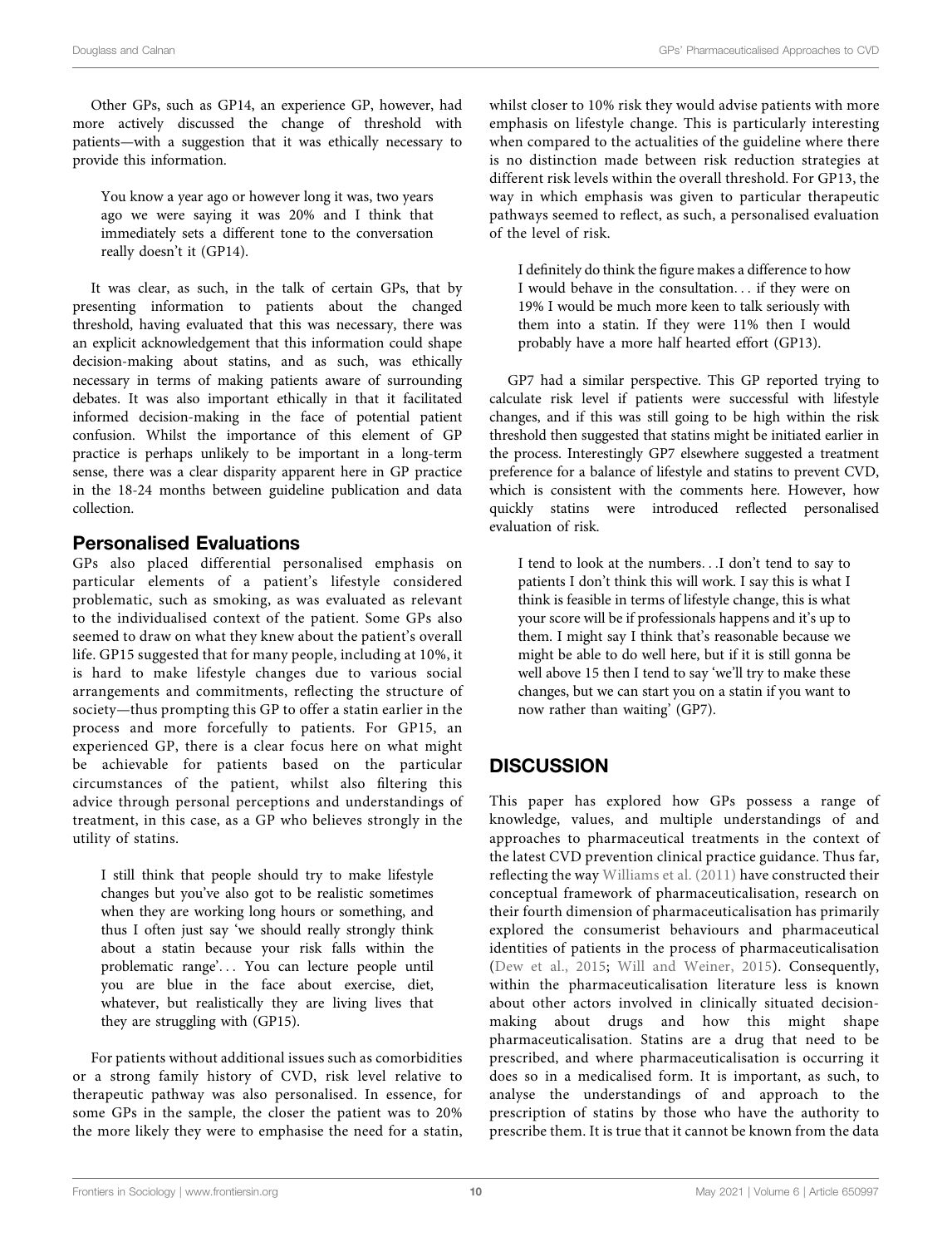Other GPs, such as GP14, an experience GP, however, had more actively discussed the change of threshold with patients—with a suggestion that it was ethically necessary to provide this information.

> You know a year ago or however long it was, two years ago we were saying it was 20% and I think that immediately sets a different tone to the conversation really doesn't it (GP14).

It was clear, as such, in the talk of certain GPs, that by presenting information to patients about the changed threshold, having evaluated that this was necessary, there was an explicit acknowledgement that this information could shape decision-making about statins, and as such, was ethically necessary in terms of making patients aware of surrounding debates. It was also important ethically in that it facilitated informed decision-making in the face of potential patient confusion. Whilst the importance of this element of GP practice is perhaps unlikely to be important in a long-term sense, there was a clear disparity apparent here in GP practice in the 18-24 months between guideline publication and data collection.

## Personalised Evaluations

GPs also placed differential personalised emphasis on particular elements of a patient's lifestyle considered problematic, such as smoking, as was evaluated as relevant to the individualised context of the patient. Some GPs also seemed to draw on what they knew about the patient's overall life. GP15 suggested that for many people, including at 10%, it is hard to make lifestyle changes due to various social arrangements and commitments, reflecting the structure of society—thus prompting this GP to offer a statin earlier in the process and more forcefully to patients. For GP15, an experienced GP, there is a clear focus here on what might be achievable for patients based on the particular circumstances of the patient, whilst also filtering this advice through personal perceptions and understandings of treatment, in this case, as a GP who believes strongly in the utility of statins.

> I still think that people should try to make lifestyle changes but you've also got to be realistic sometimes when they are working long hours or something, and thus I often just say 'we should really strongly think about a statin because your risk falls within the problematic range'... You can lecture people until you are blue in the face about exercise, diet, whatever, but realistically they are living lives that they are struggling with (GP15).

For patients without additional issues such as comorbidities or a strong family history of CVD, risk level relative to therapeutic pathway was also personalised. In essence, for some GPs in the sample, the closer the patient was to 20% the more likely they were to emphasise the need for a statin, whilst closer to 10% risk they would advise patients with more emphasis on lifestyle change. This is particularly interesting when compared to the actualities of the guideline where there is no distinction made between risk reduction strategies at different risk levels within the overall threshold. For GP13, the way in which emphasis was given to particular therapeutic pathways seemed to reflect, as such, a personalised evaluation of the level of risk.

> I definitely do think the figure makes a difference to how I would behave in the consultation... if they were on 19% I would be much more keen to talk seriously with them into a statin. If they were 11% then I would probably have a more half hearted effort (GP13).

GP7 had a similar perspective. This GP reported trying to calculate risk level if patients were successful with lifestyle changes, and if this was still going to be high within the risk threshold then suggested that statins might be initiated earlier in the process. Interestingly GP7 elsewhere suggested a treatment preference for a balance of lifestyle and statins to prevent CVD, which is consistent with the comments here. However, how quickly statins were introduced reflected personalised evaluation of risk.

> I tend to look at the numbers...I don't tend to say to patients I don't think this will work. I say this is what I think is feasible in terms of lifestyle change, this is what your score will be if professionals happens and it's up to them. I might say I think that's reasonable because we might be able to do well here, but if it is still gonna be well above 15 then I tend to say 'we'll try to make these changes, but we can start you on a statin if you want to now rather than waiting' (GP7).

# DISCUSSION

This paper has explored how GPs possess a range of knowledge, values, and multiple understandings of and approaches to pharmaceutical treatments in the context of the latest CVD prevention clinical practice guidance. Thus far, reflecting the way Williams et al. (2011) have constructed their conceptual framework of pharmaceuticalisation, research on their fourth dimension of pharmaceuticalisation has primarily explored the consumerist behaviours and pharmaceutical identities of patients in the process of pharmaceuticalisation (Dew et al., 2015; Will and Weiner, 2015). Consequently, within the pharmaceuticalisation literature less is known about other actors involved in clinically situated decision-making about drugs and how this might shape pharmaceuticalisation. Statins are a drug that need to be prescribed, and where pharmaceuticalisation is occurring it does so in a medicalised form. It is important, as such, to analyse the understandings of and approach to the prescription of statins by those who have the authority to prescribe them. It is true that it cannot be known from the data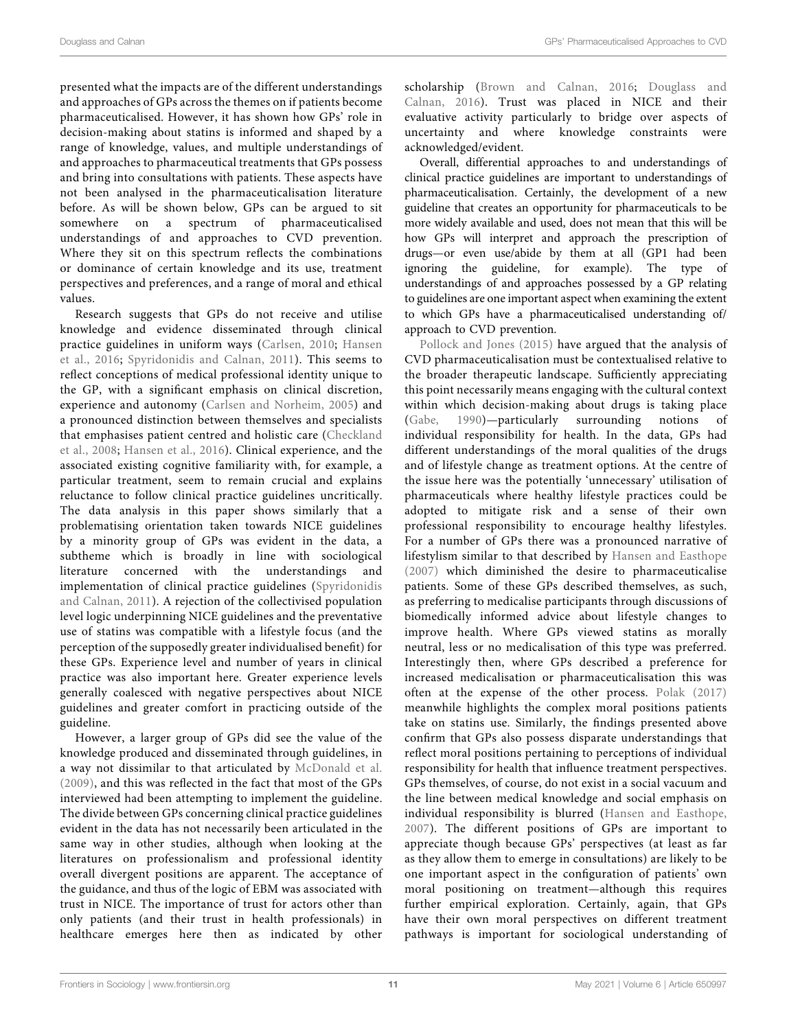presented what the impacts are of the different understandings and approaches of GPs across the themes on if patients become pharmaceuticalised. However, it has shown how GPs' role in decision-making about statins is informed and shaped by a range of knowledge, values, and multiple understandings of and approaches to pharmaceutical treatments that GPs possess and bring into consultations with patients. These aspects have not been analysed in the pharmaceuticalisation literature before. As will be shown below, GPs can be argued to sit somewhere on a spectrum of pharmaceuticalised understandings of and approaches to CVD prevention. Where they sit on this spectrum reflects the combinations or dominance of certain knowledge and its use, treatment perspectives and preferences, and a range of moral and ethical values.

Research suggests that GPs do not receive and utilise knowledge and evidence disseminated through clinical practice guidelines in uniform ways (Carlsen, 2010; Hansen et al., 2016; Spyridonidis and Calnan, 2011). This seems to reflect conceptions of medical professional identity unique to the GP, with a significant emphasis on clinical discretion, experience and autonomy (Carlsen and Norheim, 2005) and a pronounced distinction between themselves and specialists that emphasises patient centred and holistic care (Checkland et al., 2008; Hansen et al., 2016). Clinical experience, and the associated existing cognitive familiarity with, for example, a particular treatment, seem to remain crucial and explains reluctance to follow clinical practice guidelines uncritically. The data analysis in this paper shows similarly that a problematising orientation taken towards NICE guidelines by a minority group of GPs was evident in the data, a subtheme which is broadly in line with sociological literature concerned with the understandings and implementation of clinical practice guidelines (Spyridonidis and Calnan, 2011). A rejection of the collectivised population level logic underpinning NICE guidelines and the preventative use of statins was compatible with a lifestyle focus (and the perception of the supposedly greater individualised benefit) for these GPs. Experience level and number of years in clinical practice was also important here. Greater experience levels generally coalesced with negative perspectives about NICE guidelines and greater comfort in practicing outside of the guideline.

However, a larger group of GPs did see the value of the knowledge produced and disseminated through guidelines, in a way not dissimilar to that articulated by McDonald et al. (2009), and this was reflected in the fact that most of the GPs interviewed had been attempting to implement the guideline. The divide between GPs concerning clinical practice guidelines evident in the data has not necessarily been articulated in the same way in other studies, although when looking at the literatures on professionalism and professional identity overall divergent positions are apparent. The acceptance of the guidance, and thus of the logic of EBM was associated with trust in NICE. The importance of trust for actors other than only patients (and their trust in health professionals) in healthcare emerges here then as indicated by other scholarship (Brown and Calnan, 2016; Douglass and Calnan, 2016). Trust was placed in NICE and their evaluative activity particularly to bridge over aspects of uncertainty and where knowledge constraints were acknowledged/evident.

Overall, differential approaches to and understandings of clinical practice guidelines are important to understandings of pharmaceuticalisation. Certainly, the development of a new guideline that creates an opportunity for pharmaceuticals to be more widely available and used, does not mean that this will be how GPs will interpret and approach the prescription of drugs—or even use/abide by them at all (GP1 had been ignoring the guideline, for example). The type of understandings of and approaches possessed by a GP relating to guidelines are one important aspect when examining the extent to which GPs have a pharmaceuticalised understanding of/ approach to CVD prevention.

Pollock and Jones (2015) have argued that the analysis of CVD pharmaceuticalisation must be contextualised relative to the broader therapeutic landscape. Sufficiently appreciating this point necessarily means engaging with the cultural context within which decision-making about drugs is taking place (Gabe, 1990)—particularly surrounding notions of individual responsibility for health. In the data, GPs had different understandings of the moral qualities of the drugs and of lifestyle change as treatment options. At the centre of the issue here was the potentially 'unnecessary' utilisation of pharmaceuticals where healthy lifestyle practices could be adopted to mitigate risk and a sense of their own professional responsibility to encourage healthy lifestyles. For a number of GPs there was a pronounced narrative of lifestylism similar to that described by Hansen and Easthope (2007) which diminished the desire to pharmaceuticalise patients. Some of these GPs described themselves, as such, as preferring to medicalise participants through discussions of biomedically informed advice about lifestyle changes to improve health. Where GPs viewed statins as morally neutral, less or no medicalisation of this type was preferred. Interestingly then, where GPs described a preference for increased medicalisation or pharmaceuticalisation this was often at the expense of the other process. Polak (2017) meanwhile highlights the complex moral positions patients take on statins use. Similarly, the findings presented above confirm that GPs also possess disparate understandings that reflect moral positions pertaining to perceptions of individual responsibility for health that influence treatment perspectives. GPs themselves, of course, do not exist in a social vacuum and the line between medical knowledge and social emphasis on individual responsibility is blurred (Hansen and Easthope, 2007). The different positions of GPs are important to appreciate though because GPs' perspectives (at least as far as they allow them to emerge in consultations) are likely to be one important aspect in the configuration of patients' own moral positioning on treatment—although this requires further empirical exploration. Certainly, again, that GPs have their own moral perspectives on different treatment pathways is important for sociological understanding of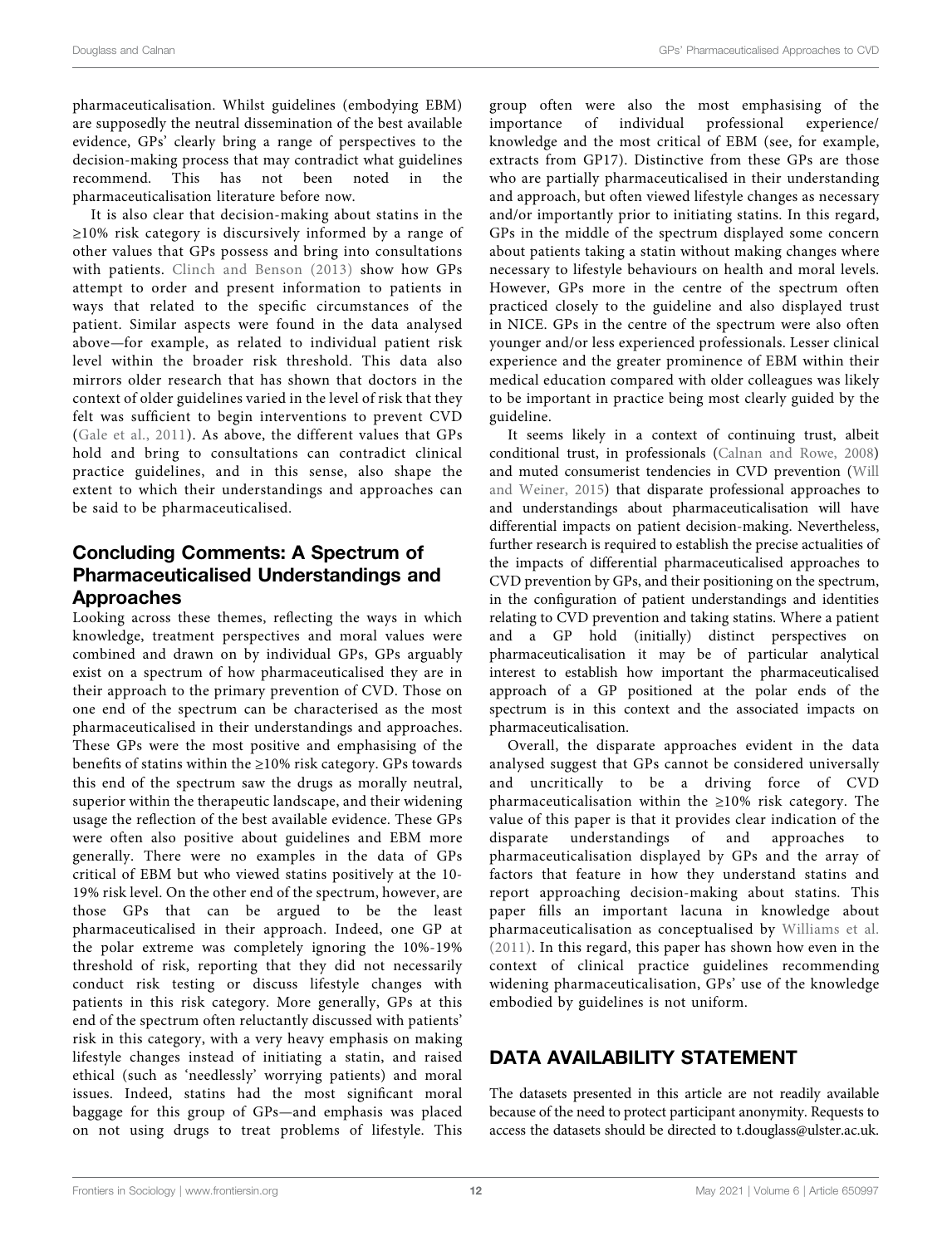pharmaceuticalisation. Whilst guidelines (embodying EBM) are supposedly the neutral dissemination of the best available evidence, GPs' clearly bring a range of perspectives to the decision-making process that may contradict what guidelines recommend. This has not been noted in the pharmaceuticalisation literature before now.

It is also clear that decision-making about statins in the ≥10% risk category is discursively informed by a range of other values that GPs possess and bring into consultations with patients. Clinch and Benson (2013) show how GPs attempt to order and present information to patients in ways that related to the specific circumstances of the patient. Similar aspects were found in the data analysed above—for example, as related to individual patient risk level within the broader risk threshold. This data also mirrors older research that has shown that doctors in the context of older guidelines varied in the level of risk that they felt was sufficient to begin interventions to prevent CVD (Gale et al., 2011). As above, the different values that GPs hold and bring to consultations can contradict clinical practice guidelines, and in this sense, also shape the extent to which their understandings and approaches can be said to be pharmaceuticalised.

## Concluding Comments: A Spectrum of Pharmaceuticalised Understandings and Approaches

Looking across these themes, reflecting the ways in which knowledge, treatment perspectives and moral values were combined and drawn on by individual GPs, GPs arguably exist on a spectrum of how pharmaceuticalised they are in their approach to the primary prevention of CVD. Those on one end of the spectrum can be characterised as the most pharmaceuticalised in their understandings and approaches. These GPs were the most positive and emphasising of the benefits of statins within the ≥10% risk category. GPs towards this end of the spectrum saw the drugs as morally neutral, superior within the therapeutic landscape, and their widening usage the reflection of the best available evidence. These GPs were often also positive about guidelines and EBM more generally. There were no examples in the data of GPs critical of EBM but who viewed statins positively at the 10-19% risk level. On the other end of the spectrum, however, are those GPs that can be argued to be the least pharmaceuticalised in their approach. Indeed, one GP at the polar extreme was completely ignoring the 10%-19% threshold of risk, reporting that they did not necessarily conduct risk testing or discuss lifestyle changes with patients in this risk category. More generally, GPs at this end of the spectrum often reluctantly discussed with patients' risk in this category, with a very heavy emphasis on making lifestyle changes instead of initiating a statin, and raised ethical (such as 'needlessly' worrying patients) and moral issues. Indeed, statins had the most significant moral baggage for this group of GPs—and emphasis was placed on not using drugs to treat problems of lifestyle. This group often were also the most emphasising of the importance of individual professional experience/knowledge and the most critical of EBM (see, for example, extracts from GP17). Distinctive from these GPs are those who are partially pharmaceuticalised in their understanding and approach, but often viewed lifestyle changes as necessary and/or importantly prior to initiating statins. In this regard, GPs in the middle of the spectrum displayed some concern about patients taking a statin without making changes where necessary to lifestyle behaviours on health and moral levels. However, GPs more in the centre of the spectrum often practiced closely to the guideline and also displayed trust in NICE. GPs in the centre of the spectrum were also often younger and/or less experienced professionals. Lesser clinical experience and the greater prominence of EBM within their medical education compared with older colleagues was likely to be important in practice being most clearly guided by the guideline.

It seems likely in a context of continuing trust, albeit conditional trust, in professionals (Calnan and Rowe, 2008) and muted consumerist tendencies in CVD prevention (Will and Weiner, 2015) that disparate professional approaches to and understandings about pharmaceuticalisation will have differential impacts on patient decision-making. Nevertheless, further research is required to establish the precise actualities of the impacts of differential pharmaceuticalised approaches to CVD prevention by GPs, and their positioning on the spectrum, in the configuration of patient understandings and identities relating to CVD prevention and taking statins. Where a patient and a GP hold (initially) distinct perspectives on pharmaceuticalisation it may be of particular analytical interest to establish how important the pharmaceuticalised approach of a GP positioned at the polar ends of the spectrum is in this context and the associated impacts on pharmaceuticalisation.

Overall, the disparate approaches evident in the data analysed suggest that GPs cannot be considered universally and uncritically to be a driving force of CVD pharmaceuticalisation within the ≥10% risk category. The value of this paper is that it provides clear indication of the disparate understandings of and approaches to pharmaceuticalisation displayed by GPs and the array of factors that feature in how they understand statins and report approaching decision-making about statins. This paper fills an important lacuna in knowledge about pharmaceuticalisation as conceptualised by Williams et al. (2011). In this regard, this paper has shown how even in the context of clinical practice guidelines recommending widening pharmaceuticalisation, GPs' use of the knowledge embodied by guidelines is not uniform.

## DATA AVAILABILITY STATEMENT

The datasets presented in this article are not readily available because of the need to protect participant anonymity. Requests to access the datasets should be directed to t.douglass@ulster.ac.uk.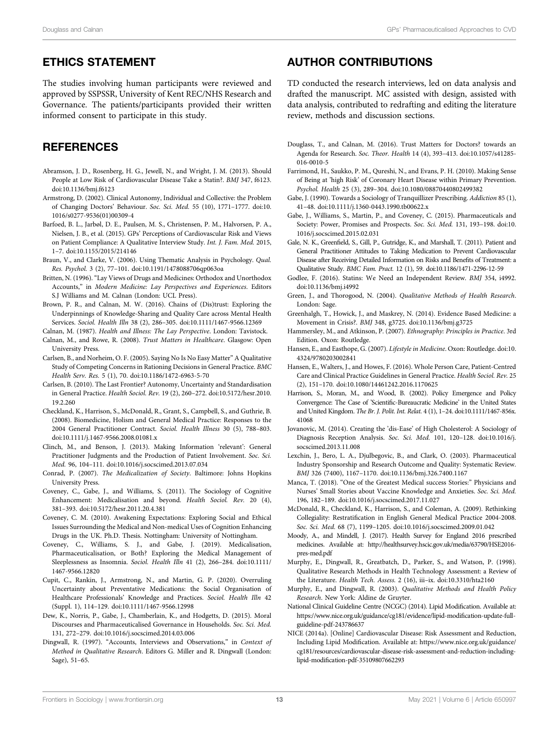## ETHICS STATEMENT

The studies involving human participants were reviewed and approved by SSPSSR, University of Kent REC/NHS Research and Governance. The patients/participants provided their written informed consent to participate in this study.

## AUTHOR CONTRIBUTIONS

TD conducted the research interviews, led on data analysis and drafted the manuscript. MC assisted with design, assisted with data analysis, contributed to redrafting and editing the literature review, methods and discussion sections.

## REFERENCES

Abramson, J. D., Rosenberg, H. G., Jewell, N., and Wright, J. M. (2013). Should People at Low Risk of Cardiovascular Disease Take a Statin?. *BMJ* 347, f6123. doi:10.1136/bmj.f6123

Armstrong, D. (2002). Clinical Autonomy, Individual and Collective: the Problem of Changing Doctors' Behaviour. *Soc. Sci. Med.* 55 (10), 1771–1777. doi:10.1016/s0277-9536(01)00309-4

Barfoed, B. L., Jarbøl, D. E., Paulsen, M. S., Christensen, P. M., Halvorsen, P. A., Nielsen, J. B., et al. (2015). GPs' Perceptions of Cardiovascular Risk and Views on Patient Compliance: A Qualitative Interview Study. *Int. J. Fam. Med.* 2015, 1–7. doi:10.1155/2015/214146

Braun, V., and Clarke, V. (2006). Using Thematic Analysis in Psychology. *Qual. Res. Psychol.* 3 (2), 77–101. doi:10.1191/1478088706qp063oa

Britten, N. (1996). "Lay Views of Drugs and Medicines: Orthodox and Unorthodox Accounts," in *Modern Medicine: Lay Perspectives and Experiences*. Editors S.J Williams and M. Calnan (London: UCL Press).

Brown, P. R., and Calnan, M. W. (2016). Chains of (Dis)trust: Exploring the Underpinnings of Knowledge-Sharing and Quality Care across Mental Health Services. *Sociol. Health Illn* 38 (2), 286–305. doi:10.1111/1467-9566.12369

Calnan, M. (1987). *Health and Illness: The Lay Perspective*. London: Tavistock.

Calnan, M., and Rowe, R. (2008). *Trust Matters in Healthcare*. Glasgow: Open University Press.

Carlsen, B., and Norheim, O. F. (2005). Saying No Is No Easy Matter" A Qualitative Study of Competing Concerns in Rationing Decisions in General Practice. *BMC Health Serv. Res.* 5 (1), 70. doi:10.1186/1472-6963-5-70

Carlsen, B. (2010). The Last Frontier? Autonomy, Uncertainty and Standardisation in General Practice. *Health Sociol. Rev.* 19 (2), 260–272. doi:10.5172/hesr.2010.19.2.260

Checkland, K., Harrison, S., McDonald, R., Grant, S., Campbell, S., and Guthrie, B. (2008). Biomedicine, Holism and General Medical Practice: Responses to the 2004 General Practitioner Contract. *Sociol. Health Illness* 30 (5), 788–803. doi:10.1111/j.1467-9566.2008.01081.x

Clinch, M., and Benson, J. (2013). Making Information 'relevant': General Practitioner Judgments and the Production of Patient Involvement. *Soc. Sci. Med.* 96, 104–111. doi:10.1016/j.socscimed.2013.07.034

Conrad, P. (2007). *The Medicalization of Society*. Baltimore: Johns Hopkins University Press.

Coveney, C., Gabe, J., and Williams, S. (2011). The Sociology of Cognitive Enhancement: Medicalisation and beyond. *Health Sociol. Rev.* 20 (4), 381–393. doi:10.5172/hesr.2011.20.4.381

Coveney, C. M. (2010). Awakening Expectations: Exploring Social and Ethical Issues Surrounding the Medical and Non-medical Uses of Cognition Enhancing Drugs in the UK. Ph.D. Thesis. Nottingham: University of Nottingham.

Coveney, C., Williams, S. J., and Gabe, J. (2019). Medicalisation, Pharmaceuticalisation, or Both? Exploring the Medical Management of Sleeplessness as Insomnia. *Sociol. Health Illn* 41 (2), 266–284. doi:10.1111/1467-9566.12820

Cupit, C., Rankin, J., Armstrong, N., and Martin, G. P. (2020). Overruling Uncertainty about Preventative Medications: the Social Organisation of Healthcare Professionals' Knowledge and Practices. *Sociol. Health Illn* 42 (Suppl. 1), 114–129. doi:10.1111/1467-9566.12998

Dew, K., Norris, P., Gabe, J., Chamberlain, K., and Hodgetts, D. (2015). Moral Discourses and Pharmaceuticalised Governance in Households. *Soc. Sci. Med.* 131, 272–279. doi:10.1016/j.socscimed.2014.03.006

Dingwall, R. (1997). "Accounts, Interviews and Observations," in *Context of Method in Qualitative Research*. Editors G. Miller and R. Dingwall (London: Sage), 51–65.

Douglass, T., and Calnan, M. (2016). Trust Matters for Doctors? towards an Agenda for Research. *Soc. Theor. Health* 14 (4), 393–413. doi:10.1057/s41285-016-0010-5

Farrimond, H., Saukko, P. M., Qureshi, N., and Evans, P. H. (2010). Making Sense of Being at 'high Risk' of Coronary Heart Disease within Primary Prevention. *Psychol. Health* 25 (3), 289–304. doi:10.1080/08870440802499382

Gabe, J. (1990). Towards a Sociology of Tranquillizer Prescribing. *Addiction* 85 (1), 41–48. doi:10.1111/j.1360-0443.1990.tb00622.x

Gabe, J., Williams, S., Martin, P., and Coveney, C. (2015). Pharmaceuticals and Society: Power, Promises and Prospects. *Soc. Sci. Med.* 131, 193–198. doi:10.1016/j.socscimed.2015.02.031

Gale, N. K., Greenfield, S., Gill, P., Gutridge, K., and Marshall, T. (2011). Patient and General Practitioner Attitudes to Taking Medication to Prevent Cardiovascular Disease after Receiving Detailed Information on Risks and Benefits of Treatment: a Qualitative Study. *BMC Fam. Pract.* 12 (1), 59. doi:10.1186/1471-2296-12-59

Godlee, F. (2016). Statins: We Need an Independent Review. *BMJ* 354, i4992. doi:10.1136/bmj.i4992

Green, J., and Thorogood, N. (2004). *Qualitative Methods of Health Research*. London: Sage.

Greenhalgh, T., Howick, J., and Maskrey, N. (2014). Evidence Based Medicine: a Movement in Crisis?. *BMJ* 348, g3725. doi:10.1136/bmj.g3725

Hammersley, M., and Atkinson, P. (2007). *Ethnography: Principles in Practice*. 3rd Edition. Oxon: Routledge.

Hansen, E., and Easthope, G. (2007). *Lifestyle in Medicine*. Oxon: Routledge. doi:10.4324/9780203002841

Hansen, E., Walters, J., and Howes, F. (2016). Whole Person Care, Patient-Centred Care and Clinical Practice Guidelines in General Practice. *Health Sociol. Rev.* 25 (2), 151–170. doi:10.1080/14461242.2016.1170625

Harrison, S., Moran, M., and Wood, B. (2002). Policy Emergence and Policy Convergence: The Case of 'Scientific-Bureaucratic Medicine' in the United States and United Kingdom. *The Br. J. Polit. Int. Relat.* 4 (1), 1–24. doi:10.1111/1467-856x.41068

Jovanovic, M. (2014). Creating the 'dis-Ease' of High Cholesterol: A Sociology of Diagnosis Reception Analysis. *Soc. Sci. Med.* 101, 120–128. doi:10.1016/j.socscimed.2013.11.008

Lexchin, J., Bero, L. A., Djulbegovic, B., and Clark, O. (2003). Pharmaceutical Industry Sponsorship and Research Outcome and Quality: Systematic Review. *BMJ* 326 (7400), 1167–1170. doi:10.1136/bmj.326.7400.1167

Manca, T. (2018). "One of the Greatest Medical success Stories:" Physicians and Nurses' Small Stories about Vaccine Knowledge and Anxieties. *Soc. Sci. Med.* 196, 182–189. doi:10.1016/j.socscimed.2017.11.027

McDonald, R., Checkland, K., Harrison, S., and Coleman, A. (2009). Rethinking Collegiality: Restratification in English General Medical Practice 2004-2008. *Soc. Sci. Med.* 68 (7), 1199–1205. doi:10.1016/j.socscimed.2009.01.042

Moody, A., and Mindell, J. (2017). Health Survey for England 2016 prescribed medicines. Available at: http://healthsurvey.hscic.gov.uk/media/63790/HSE2016-pres-med.pdf

Murphy, E., Dingwall, R., Greatbatch, D., Parker, S., and Watson, P. (1998). Qualitative Research Methods in Health Technology Assessment: a Review of the Literature. *Health Tech. Assess.* 2 (16), iii–ix. doi:10.3310/hta2160

Murphy, E., and Dingwall, R. (2003). *Qualitative Methods and Health Policy Research*. New York: Aldine de Gruyter.

National Clinical Guideline Centre (NCGC) (2014). Lipid Modification. Available at: https://www.nice.org.uk/guidance/cg181/evidence/lipid-modification-update-full-guideline-pdf-243786637

NICE (2014a). [Online] Cardiovascular Disease: Risk Assessment and Reduction, Including Lipid Modification. Available at: https://www.nice.org.uk/guidance/cg181/resources/cardiovascular-disease-risk-assessment-and-reduction-including-lipid-modification-pdf-35109807662293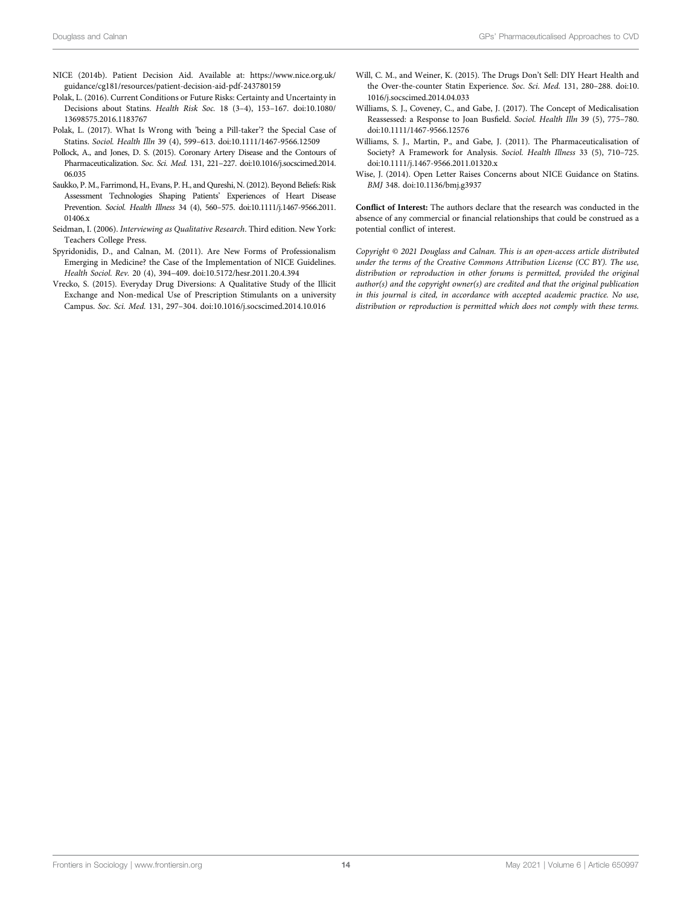NICE (2014b). Patient Decision Aid. Available at: https://www.nice.org.uk/guidance/cg181/resources/patient-decision-aid-pdf-243780159

Polak, L. (2016). Current Conditions or Future Risks: Certainty and Uncertainty in Decisions about Statins. *Health Risk Soc.* 18 (3–4), 153–167. doi:10.1080/13698575.2016.1183767

Polak, L. (2017). What Is Wrong with 'being a Pill-taker'? the Special Case of Statins. *Sociol. Health Illn* 39 (4), 599–613. doi:10.1111/1467-9566.12509

Pollock, A., and Jones, D. S. (2015). Coronary Artery Disease and the Contours of Pharmaceuticalization. *Soc. Sci. Med.* 131, 221–227. doi:10.1016/j.socscimed.2014.06.035

Saukko, P. M., Farrimond, H., Evans, P. H., and Qureshi, N. (2012). Beyond Beliefs: Risk Assessment Technologies Shaping Patients' Experiences of Heart Disease Prevention. *Sociol. Health Illness* 34 (4), 560–575. doi:10.1111/j.1467-9566.2011.01406.x

Seidman, I. (2006). *Interviewing as Qualitative Research*. Third edition. New York: Teachers College Press.

Spyridonidis, D., and Calnan, M. (2011). Are New Forms of Professionalism Emerging in Medicine? the Case of the Implementation of NICE Guidelines. *Health Sociol. Rev.* 20 (4), 394–409. doi:10.5172/hesr.2011.20.4.394

Vrecko, S. (2015). Everyday Drug Diversions: A Qualitative Study of the Illicit Exchange and Non-medical Use of Prescription Stimulants on a university Campus. *Soc. Sci. Med.* 131, 297–304. doi:10.1016/j.socscimed.2014.10.016

Will, C. M., and Weiner, K. (2015). The Drugs Don't Sell: DIY Heart Health and the Over-the-counter Statin Experience. *Soc. Sci. Med.* 131, 280–288. doi:10.1016/j.socscimed.2014.04.033

Williams, S. J., Coveney, C., and Gabe, J. (2017). The Concept of Medicalisation Reassessed: a Response to Joan Busfield. *Sociol. Health Illn* 39 (5), 775–780. doi:10.1111/1467-9566.12576

Williams, S. J., Martin, P., and Gabe, J. (2011). The Pharmaceuticalisation of Society? A Framework for Analysis. *Sociol. Health Illness* 33 (5), 710–725. doi:10.1111/j.1467-9566.2011.01320.x

Wise, J. (2014). Open Letter Raises Concerns about NICE Guidance on Statins. *BMJ* 348. doi:10.1136/bmj.g3937

**Conflict of Interest:** The authors declare that the research was conducted in the absence of any commercial or financial relationships that could be construed as a potential conflict of interest.

*Copyright © 2021 Douglass and Calnan. This is an open-access article distributed under the terms of the Creative Commons Attribution License (CC BY). The use, distribution or reproduction in other forums is permitted, provided the original author(s) and the copyright owner(s) are credited and that the original publication in this journal is cited, in accordance with accepted academic practice. No use, distribution or reproduction is permitted which does not comply with these terms.*